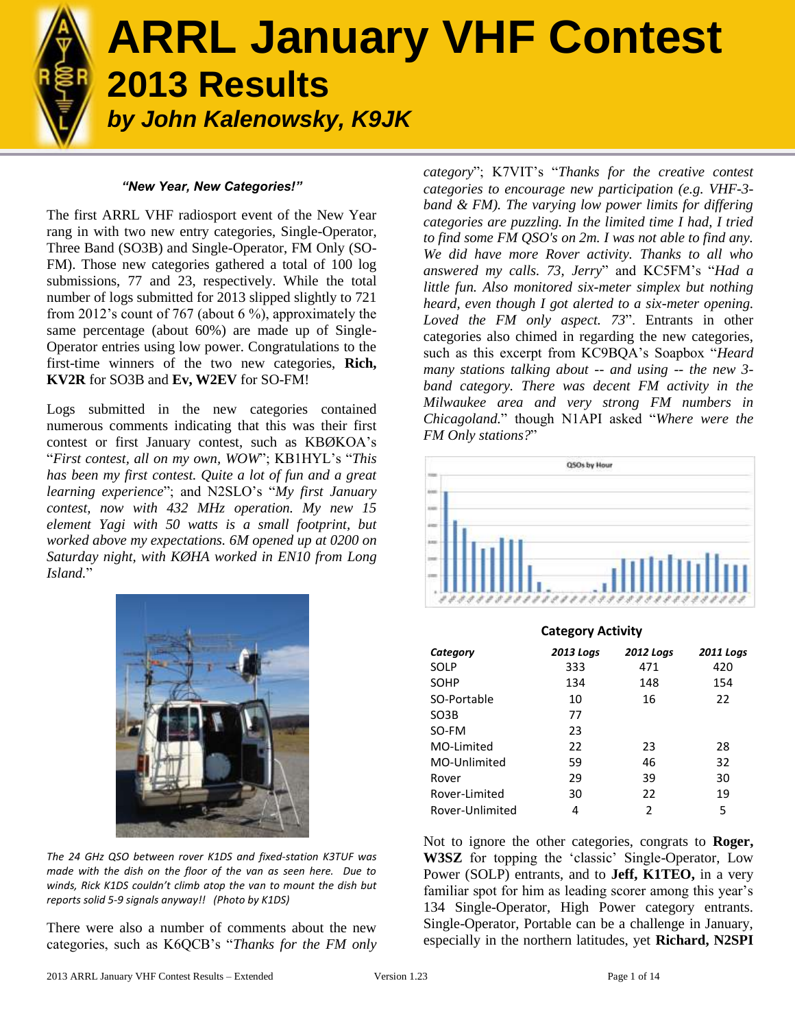# ARRL January VHF Contest

## 2013 Results

### *by John Kalenowsky, K9JK*

***"New Year, New Categories!"***

The first ARRL VHF radiosport event of the New Year rang in with two new entry categories, Single-Operator, Three Band (SO3B) and Single-Operator, FM Only (SO-FM). Those new categories gathered a total of 100 log submissions, 77 and 23, respectively. While the total number of logs submitted for 2013 slipped slightly to 721 from 2012's count of 767 (about 6 %), approximately the same percentage (about 60%) are made up of Single-Operator entries using low power. Congratulations to the first-time winners of the two new categories, **Rich, KV2R** for SO3B and **Ev, W2EV** for SO-FM!

Logs submitted in the new categories contained numerous comments indicating that this was their first contest or first January contest, such as KBØKOA's "*First contest, all on my own, WOW*"; KB1HYL's "*This has been my first contest. Quite a lot of fun and a great learning experience*"; and N2SLO's "*My first January contest, now with 432 MHz operation. My new 15 element Yagi with 50 watts is a small footprint, but worked above my expectations. 6M opened up at 0200 on Saturday night, with KØHA worked in EN10 from Long Island.*"

*The 24 GHz QSO between rover K1DS and fixed-station K3TUF was made with the dish on the floor of the van as seen here. Due to winds, Rick K1DS couldn't climb atop the van to mount the dish but reports solid 5-9 signals anyway!! (Photo by K1DS)*

There were also a number of comments about the new categories, such as K6QCB's "*Thanks for the FM only category*"; K7VIT's "*Thanks for the creative contest categories to encourage new participation (e.g. VHF-3-band & FM). The varying low power limits for differing categories are puzzling. In the limited time I had, I tried to find some FM QSO's on 2m. I was not able to find any. We did have more Rover activity. Thanks to all who answered my calls. 73, Jerry*" and KC5FM's "*Had a little fun. Also monitored six-meter simplex but nothing heard, even though I got alerted to a six-meter opening. Loved the FM only aspect. 73*". Entrants in other categories also chimed in regarding the new categories, such as this excerpt from KC9BQA's Soapbox "*Heard many stations talking about -- and using -- the new 3-band category. There was decent FM activity in the Milwaukee area and very strong FM numbers in Chicagoland.*" though N1API asked "*Where were the FM Only stations?*"

**Category Activity**

| *Category* | *2013 Logs* | *2012 Logs* | *2011 Logs* |
|---|---|---|---|
| SOLP | 333 | 471 | 420 |
| SOHP | 134 | 148 | 154 |
| SO-Portable | 10 | 16 | 22 |
| SO3B | 77 | | |
| SO-FM | 23 | | |
| MO-Limited | 22 | 23 | 28 |
| MO-Unlimited | 59 | 46 | 32 |
| Rover | 29 | 39 | 30 |
| Rover-Limited | 30 | 22 | 19 |
| Rover-Unlimited | 4 | 2 | 5 |

Not to ignore the other categories, congrats to **Roger, W3SZ** for topping the 'classic' Single-Operator, Low Power (SOLP) entrants, and to **Jeff, K1TEO,** in a very familiar spot for him as leading scorer among this year's 134 Single-Operator, High Power category entrants. Single-Operator, Portable can be a challenge in January, especially in the northern latitudes, yet **Richard, N2SPI**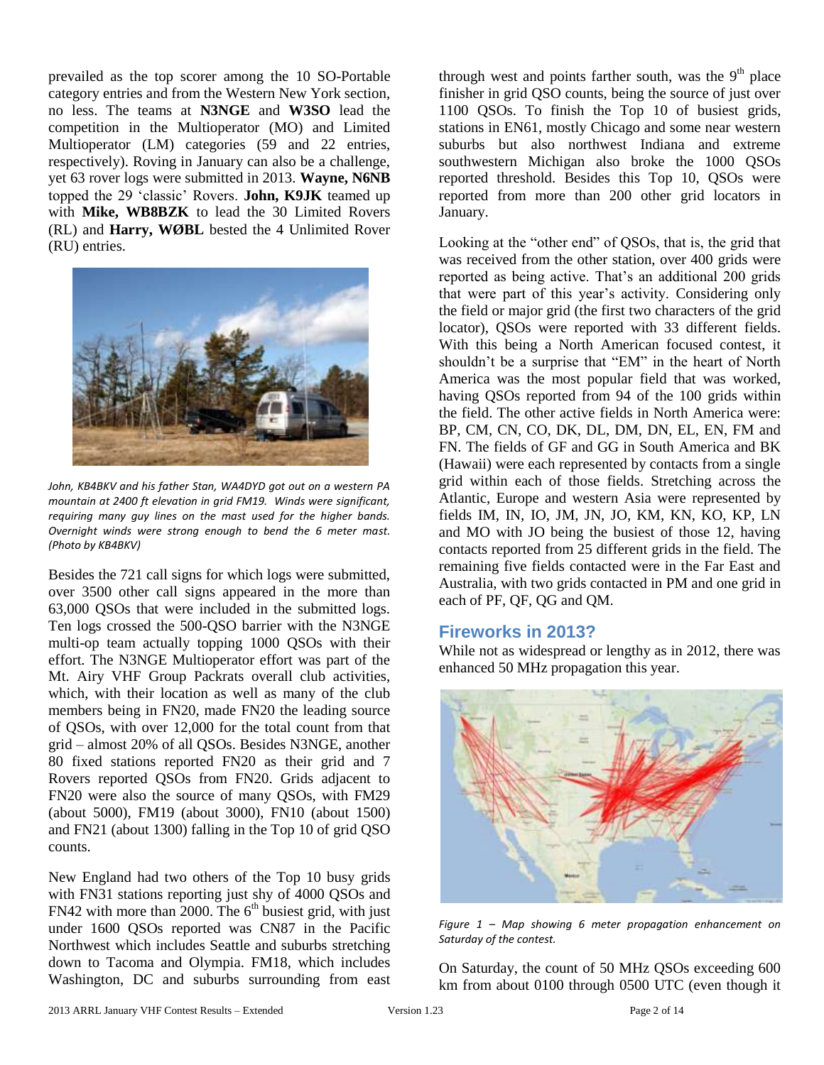prevailed as the top scorer among the 10 SO-Portable category entries and from the Western New York section, no less. The teams at **N3NGE** and **W3SO** lead the competition in the Multioperator (MO) and Limited Multioperator (LM) categories (59 and 22 entries, respectively). Roving in January can also be a challenge, yet 63 rover logs were submitted in 2013. **Wayne, N6NB** topped the 29 'classic' Rovers. **John, K9JK** teamed up with **Mike, WB8BZK** to lead the 30 Limited Rovers (RL) and **Harry, WØBL** bested the 4 Unlimited Rover (RU) entries.

*John, KB4BKV and his father Stan, WA4DYD got out on a western PA mountain at 2400 ft elevation in grid FM19. Winds were significant, requiring many guy lines on the mast used for the higher bands. Overnight winds were strong enough to bend the 6 meter mast. (Photo by KB4BKV)*

Besides the 721 call signs for which logs were submitted, over 3500 other call signs appeared in the more than 63,000 QSOs that were included in the submitted logs. Ten logs crossed the 500-QSO barrier with the N3NGE multi-op team actually topping 1000 QSOs with their effort. The N3NGE Multioperator effort was part of the Mt. Airy VHF Group Packrats overall club activities, which, with their location as well as many of the club members being in FN20, made FN20 the leading source of QSOs, with over 12,000 for the total count from that grid – almost 20% of all QSOs. Besides N3NGE, another 80 fixed stations reported FN20 as their grid and 7 Rovers reported QSOs from FN20. Grids adjacent to FN20 were also the source of many QSOs, with FM29 (about 5000), FM19 (about 3000), FN10 (about 1500) and FN21 (about 1300) falling in the Top 10 of grid QSO counts.

New England had two others of the Top 10 busy grids with FN31 stations reporting just shy of 4000 QSOs and FN42 with more than 2000. The 6th busiest grid, with just under 1600 QSOs reported was CN87 in the Pacific Northwest which includes Seattle and suburbs stretching down to Tacoma and Olympia. FM18, which includes Washington, DC and suburbs surrounding from east through west and points farther south, was the 9th place finisher in grid QSO counts, being the source of just over 1100 QSOs. To finish the Top 10 of busiest grids, stations in EN61, mostly Chicago and some near western suburbs but also northwest Indiana and extreme southwestern Michigan also broke the 1000 QSOs reported threshold. Besides this Top 10, QSOs were reported from more than 200 other grid locators in January.

Looking at the "other end" of QSOs, that is, the grid that was received from the other station, over 400 grids were reported as being active. That's an additional 200 grids that were part of this year's activity. Considering only the field or major grid (the first two characters of the grid locator), QSOs were reported with 33 different fields. With this being a North American focused contest, it shouldn't be a surprise that "EM" in the heart of North America was the most popular field that was worked, having QSOs reported from 94 of the 100 grids within the field. The other active fields in North America were: BP, CM, CN, CO, DK, DL, DM, DN, EL, EN, FM and FN. The fields of GF and GG in South America and BK (Hawaii) were each represented by contacts from a single grid within each of those fields. Stretching across the Atlantic, Europe and western Asia were represented by fields IM, IN, IO, JM, JN, JO, KM, KN, KO, KP, LN and MO with JO being the busiest of those 12, having contacts reported from 25 different grids in the field. The remaining five fields contacted were in the Far East and Australia, with two grids contacted in PM and one grid in each of PF, QF, QG and QM.

## Fireworks in 2013?

While not as widespread or lengthy as in 2012, there was enhanced 50 MHz propagation this year.

*Figure 1 – Map showing 6 meter propagation enhancement on Saturday of the contest.*

On Saturday, the count of 50 MHz QSOs exceeding 600 km from about 0100 through 0500 UTC (even though it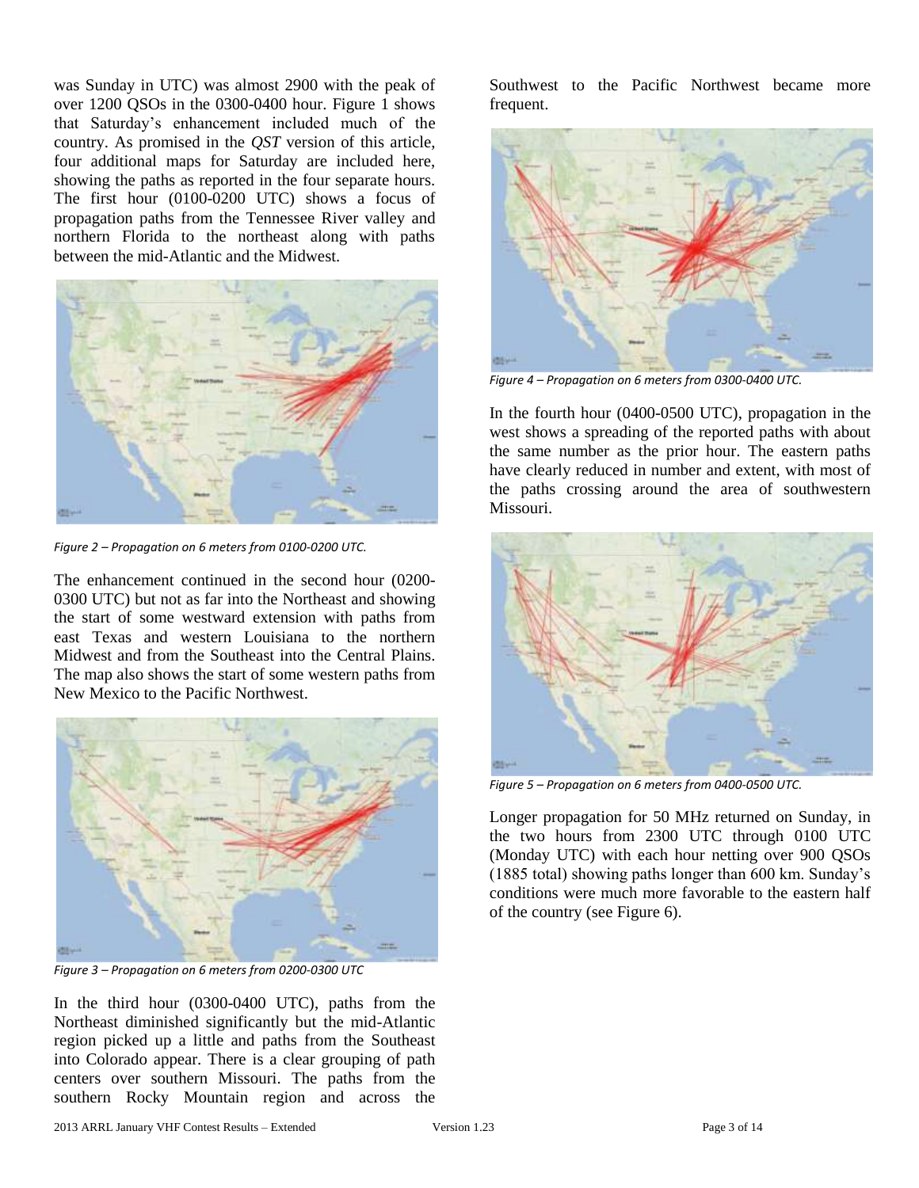was Sunday in UTC) was almost 2900 with the peak of over 1200 QSOs in the 0300-0400 hour. Figure 1 shows that Saturday's enhancement included much of the country. As promised in the *QST* version of this article, four additional maps for Saturday are included here, showing the paths as reported in the four separate hours. The first hour (0100-0200 UTC) shows a focus of propagation paths from the Tennessee River valley and northern Florida to the northeast along with paths between the mid-Atlantic and the Midwest.

*Figure 2 – Propagation on 6 meters from 0100-0200 UTC.*

The enhancement continued in the second hour (0200-0300 UTC) but not as far into the Northeast and showing the start of some westward extension with paths from east Texas and western Louisiana to the northern Midwest and from the Southeast into the Central Plains. The map also shows the start of some western paths from New Mexico to the Pacific Northwest.

*Figure 3 – Propagation on 6 meters from 0200-0300 UTC*

In the third hour (0300-0400 UTC), paths from the Northeast diminished significantly but the mid-Atlantic region picked up a little and paths from the Southeast into Colorado appear. There is a clear grouping of path centers over southern Missouri. The paths from the southern Rocky Mountain region and across the Southwest to the Pacific Northwest became more frequent.

*Figure 4 – Propagation on 6 meters from 0300-0400 UTC.*

In the fourth hour (0400-0500 UTC), propagation in the west shows a spreading of the reported paths with about the same number as the prior hour. The eastern paths have clearly reduced in number and extent, with most of the paths crossing around the area of southwestern Missouri.

*Figure 5 – Propagation on 6 meters from 0400-0500 UTC.*

Longer propagation for 50 MHz returned on Sunday, in the two hours from 2300 UTC through 0100 UTC (Monday UTC) with each hour netting over 900 QSOs (1885 total) showing paths longer than 600 km. Sunday's conditions were much more favorable to the eastern half of the country (see Figure 6).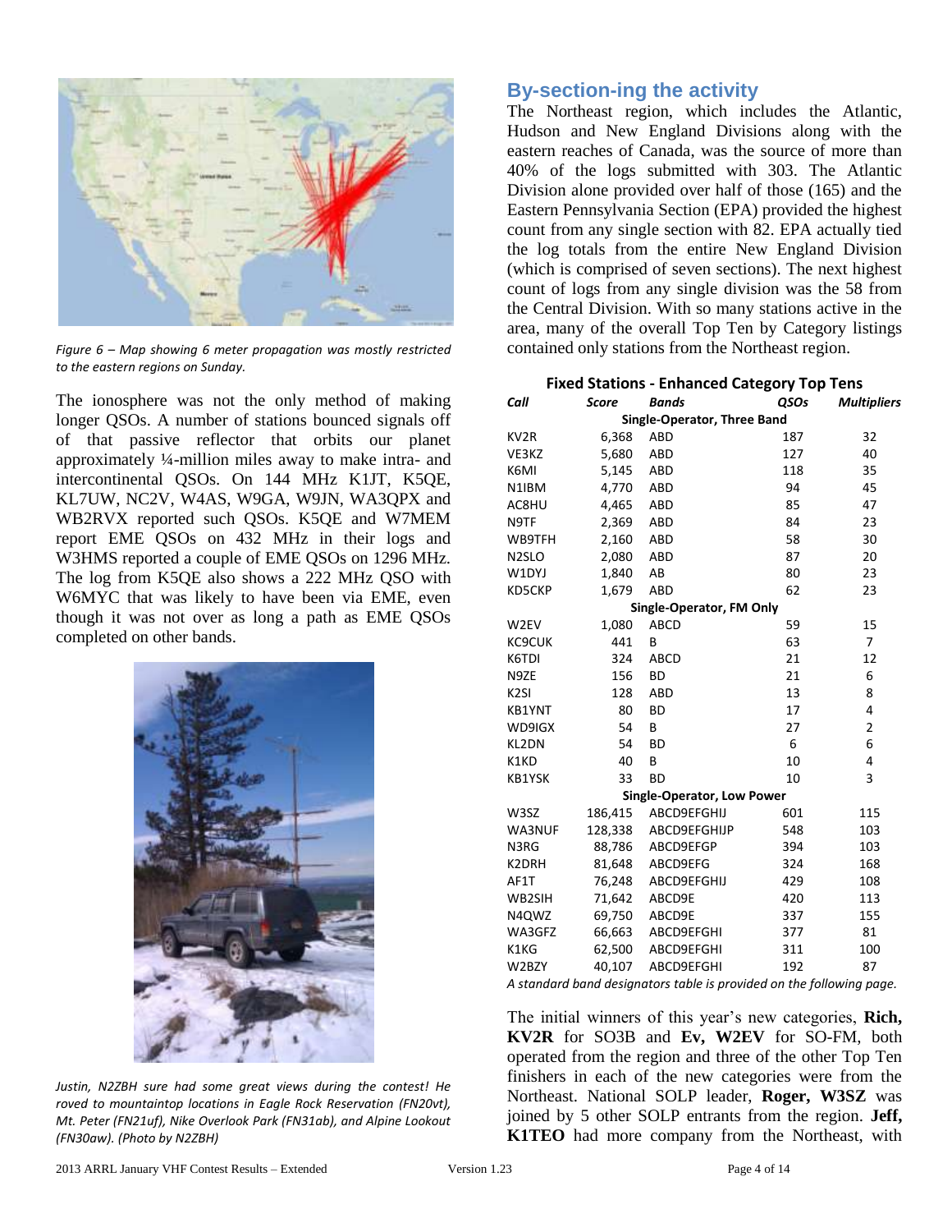*Figure 6 – Map showing 6 meter propagation was mostly restricted to the eastern regions on Sunday.*

The ionosphere was not the only method of making longer QSOs. A number of stations bounced signals off of that passive reflector that orbits our planet approximately ¼-million miles away to make intra- and intercontinental QSOs. On 144 MHz K1JT, K5QE, KL7UW, NC2V, W4AS, W9GA, W9JN, WA3QPX and WB2RVX reported such QSOs. K5QE and W7MEM report EME QSOs on 432 MHz in their logs and W3HMS reported a couple of EME QSOs on 1296 MHz. The log from K5QE also shows a 222 MHz QSO with W6MYC that was likely to have been via EME, even though it was not over as long a path as EME QSOs completed on other bands.

*Justin, N2ZBH sure had some great views during the contest! He roved to mountaintop locations in Eagle Rock Reservation (FN20vt), Mt. Peter (FN21uf), Nike Overlook Park (FN31ab), and Alpine Lookout (FN30aw). (Photo by N2ZBH)*

## By-section-ing the activity

The Northeast region, which includes the Atlantic, Hudson and New England Divisions along with the eastern reaches of Canada, was the source of more than 40% of the logs submitted with 303. The Atlantic Division alone provided over half of those (165) and the Eastern Pennsylvania Section (EPA) provided the highest count from any single section with 82. EPA actually tied the log totals from the entire New England Division (which is comprised of seven sections). The next highest count of logs from any single division was the 58 from the Central Division. With so many stations active in the area, many of the overall Top Ten by Category listings contained only stations from the Northeast region.

**Fixed Stations - Enhanced Category Top Tens**

| *Call* | *Score* | *Bands* | *QSOs* | *Multipliers* |
|---|---|---|---|---|
| **Single-Operator, Three Band** | | | | |
| KV2R | 6,368 | ABD | 187 | 32 |
| VE3KZ | 5,680 | ABD | 127 | 40 |
| K6MI | 5,145 | ABD | 118 | 35 |
| N1IBM | 4,770 | ABD | 94 | 45 |
| AC8HU | 4,465 | ABD | 85 | 47 |
| N9TF | 2,369 | ABD | 84 | 23 |
| WB9TFH | 2,160 | ABD | 58 | 30 |
| N2SLO | 2,080 | ABD | 87 | 20 |
| W1DYJ | 1,840 | AB | 80 | 23 |
| KD5CKP | 1,679 | ABD | 62 | 23 |
| **Single-Operator, FM Only** | | | | |
| W2EV | 1,080 | ABCD | 59 | 15 |
| KC9CUK | 441 | B | 63 | 7 |
| K6TDI | 324 | ABCD | 21 | 12 |
| N9ZE | 156 | BD | 21 | 6 |
| K2SI | 128 | ABD | 13 | 8 |
| KB1YNT | 80 | BD | 17 | 4 |
| WD9IGX | 54 | B | 27 | 2 |
| KL2DN | 54 | BD | 6 | 6 |
| K1KD | 40 | B | 10 | 4 |
| KB1YSK | 33 | BD | 10 | 3 |
| **Single-Operator, Low Power** | | | | |
| W3SZ | 186,415 | ABCD9EFGHIJ | 601 | 115 |
| WA3NUF | 128,338 | ABCD9EFGHIJP | 548 | 103 |
| N3RG | 88,786 | ABCD9EFGP | 394 | 103 |
| K2DRH | 81,648 | ABCD9EFG | 324 | 168 |
| AF1T | 76,248 | ABCD9EFGHIJ | 429 | 108 |
| WB2SIH | 71,642 | ABCD9E | 420 | 113 |
| N4QWZ | 69,750 | ABCD9E | 337 | 155 |
| WA3GFZ | 66,663 | ABCD9EFGHI | 377 | 81 |
| K1KG | 62,500 | ABCD9EFGHI | 311 | 100 |
| W2BZY | 40,107 | ABCD9EFGHI | 192 | 87 |

*A standard band designators table is provided on the following page.*

The initial winners of this year's new categories, **Rich, KV2R** for SO3B and **Ev, W2EV** for SO-FM, both operated from the region and three of the other Top Ten finishers in each of the new categories were from the Northeast. National SOLP leader, **Roger, W3SZ** was joined by 5 other SOLP entrants from the region. **Jeff, K1TEO** had more company from the Northeast, with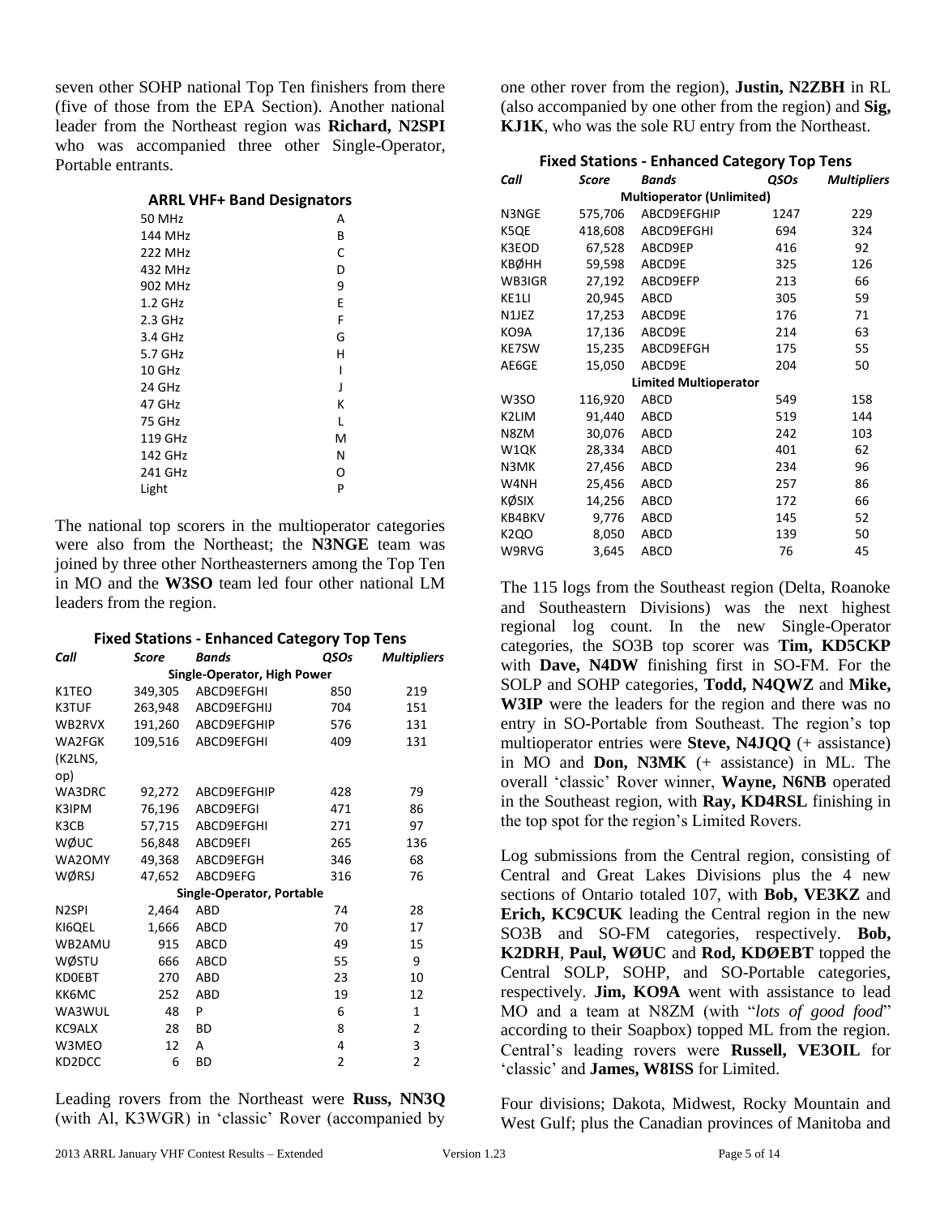seven other SOHP national Top Ten finishers from there (five of those from the EPA Section). Another national leader from the Northeast region was **Richard, N2SPI** who was accompanied three other Single-Operator, Portable entrants.

**ARRL VHF+ Band Designators**

| Band | Designator |
|---|---|
| 50 MHz | A |
| 144 MHz | B |
| 222 MHz | C |
| 432 MHz | D |
| 902 MHz | 9 |
| 1.2 GHz | E |
| 2.3 GHz | F |
| 3.4 GHz | G |
| 5.7 GHz | H |
| 10 GHz | I |
| 24 GHz | J |
| 47 GHz | K |
| 75 GHz | L |
| 119 GHz | M |
| 142 GHz | N |
| 241 GHz | O |
| Light | P |

The national top scorers in the multioperator categories were also from the Northeast; the **N3NGE** team was joined by three other Northeasterners among the Top Ten in MO and the **W3SO** team led four other national LM leaders from the region.

**Fixed Stations - Enhanced Category Top Tens**

| *Call* | *Score* | *Bands* | *QSOs* | *Multipliers* |
|---|---|---|---|---|
| | | **Single-Operator, High Power** | | |
| K1TEO | 349,305 | ABCD9EFGHI | 850 | 219 |
| K3TUF | 263,948 | ABCD9EFGHIJ | 704 | 151 |
| WB2RVX | 191,260 | ABCD9EFGHIP | 576 | 131 |
| WA2FGK (K2LNS, op) | 109,516 | ABCD9EFGHI | 409 | 131 |
| WA3DRC | 92,272 | ABCD9EFGHIP | 428 | 79 |
| K3IPM | 76,196 | ABCD9EFGI | 471 | 86 |
| K3CB | 57,715 | ABCD9EFGHI | 271 | 97 |
| WØUC | 56,848 | ABCD9EFI | 265 | 136 |
| WA2OMY | 49,368 | ABCD9EFGH | 346 | 68 |
| WØRSJ | 47,652 | ABCD9EFG | 316 | 76 |
| | | **Single-Operator, Portable** | | |
| N2SPI | 2,464 | ABD | 74 | 28 |
| KI6QEL | 1,666 | ABCD | 70 | 17 |
| WB2AMU | 915 | ABCD | 49 | 15 |
| WØSTU | 666 | ABCD | 55 | 9 |
| KD0EBT | 270 | ABD | 23 | 10 |
| KK6MC | 252 | ABD | 19 | 12 |
| WA3WUL | 48 | P | 6 | 1 |
| KC9ALX | 28 | BD | 8 | 2 |
| W3MEO | 12 | A | 4 | 3 |
| KD2DCC | 6 | BD | 2 | 2 |

Leading rovers from the Northeast were **Russ, NN3Q** (with Al, K3WGR) in 'classic' Rover (accompanied by one other rover from the region), **Justin, N2ZBH** in RL (also accompanied by one other from the region) and **Sig, KJ1K**, who was the sole RU entry from the Northeast.

**Fixed Stations - Enhanced Category Top Tens**

| *Call* | *Score* | *Bands* | *QSOs* | *Multipliers* |
|---|---|---|---|---|
| | | **Multioperator (Unlimited)** | | |
| N3NGE | 575,706 | ABCD9EFGHIP | 1247 | 229 |
| K5QE | 418,608 | ABCD9EFGHI | 694 | 324 |
| K3EOD | 67,528 | ABCD9EP | 416 | 92 |
| KBØHH | 59,598 | ABCD9E | 325 | 126 |
| WB3IGR | 27,192 | ABCD9EFP | 213 | 66 |
| KE1LI | 20,945 | ABCD | 305 | 59 |
| N1JEZ | 17,253 | ABCD9E | 176 | 71 |
| KO9A | 17,136 | ABCD9E | 214 | 63 |
| KE7SW | 15,235 | ABCD9EFGH | 175 | 55 |
| AE6GE | 15,050 | ABCD9E | 204 | 50 |
| | | **Limited Multioperator** | | |
| W3SO | 116,920 | ABCD | 549 | 158 |
| K2LIM | 91,440 | ABCD | 519 | 144 |
| N8ZM | 30,076 | ABCD | 242 | 103 |
| W1QK | 28,334 | ABCD | 401 | 62 |
| N3MK | 27,456 | ABCD | 234 | 96 |
| W4NH | 25,456 | ABCD | 257 | 86 |
| KØSIX | 14,256 | ABCD | 172 | 66 |
| KB4BKV | 9,776 | ABCD | 145 | 52 |
| K2QO | 8,050 | ABCD | 139 | 50 |
| W9RVG | 3,645 | ABCD | 76 | 45 |

The 115 logs from the Southeast region (Delta, Roanoke and Southeastern Divisions) was the next highest regional log count. In the new Single-Operator categories, the SO3B top scorer was **Tim, KD5CKP** with **Dave, N4DW** finishing first in SO-FM. For the SOLP and SOHP categories, **Todd, N4QWZ** and **Mike, W3IP** were the leaders for the region and there was no entry in SO-Portable from Southeast. The region's top multioperator entries were **Steve, N4JQQ** (+ assistance) in MO and **Don, N3MK** (+ assistance) in ML. The overall 'classic' Rover winner, **Wayne, N6NB** operated in the Southeast region, with **Ray, KD4RSL** finishing in the top spot for the region's Limited Rovers.

Log submissions from the Central region, consisting of Central and Great Lakes Divisions plus the 4 new sections of Ontario totaled 107, with **Bob, VE3KZ** and **Erich, KC9CUK** leading the Central region in the new SO3B and SO-FM categories, respectively. **Bob, K2DRH**, **Paul, WØUC** and **Rod, KDØEBT** topped the Central SOLP, SOHP, and SO-Portable categories, respectively. **Jim, KO9A** went with assistance to lead MO and a team at N8ZM (with "*lots of good food*" according to their Soapbox) topped ML from the region. Central's leading rovers were **Russell, VE3OIL** for 'classic' and **James, W8ISS** for Limited.

Four divisions; Dakota, Midwest, Rocky Mountain and West Gulf; plus the Canadian provinces of Manitoba and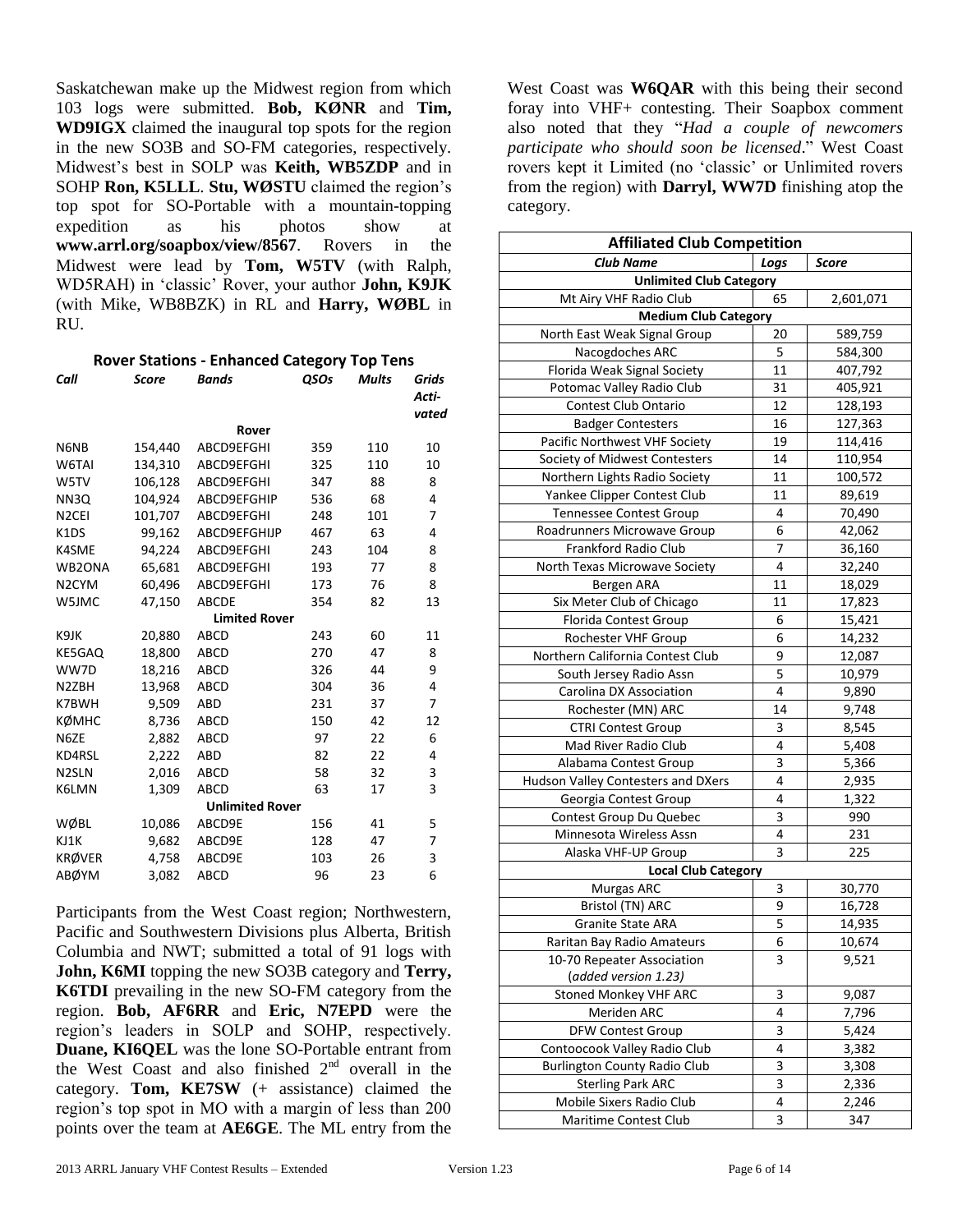Saskatchewan make up the Midwest region from which 103 logs were submitted. **Bob, KØNR** and **Tim, WD9IGX** claimed the inaugural top spots for the region in the new SO3B and SO-FM categories, respectively. Midwest's best in SOLP was **Keith, WB5ZDP** and in SOHP **Ron, K5LLL**. **Stu, WØSTU** claimed the region's top spot for SO-Portable with a mountain-topping expedition as his photos show at **www.arrl.org/soapbox/view/8567**. Rovers in the Midwest were lead by **Tom, W5TV** (with Ralph, WD5RAH) in 'classic' Rover, your author **John, K9JK** (with Mike, WB8BZK) in RL and **Harry, WØBL** in RU.

**Rover Stations - Enhanced Category Top Tens**

| Call | Score | Bands | QSOs | Mults | Grids Acti-vated |
|---|---|---|---|---|---|
| **Rover** | | | | | |
| N6NB | 154,440 | ABCD9EFGHI | 359 | 110 | 10 |
| W6TAI | 134,310 | ABCD9EFGHI | 325 | 110 | 10 |
| W5TV | 106,128 | ABCD9EFGHI | 347 | 88 | 8 |
| NN3Q | 104,924 | ABCD9EFGHIP | 536 | 68 | 4 |
| N2CEI | 101,707 | ABCD9EFGHI | 248 | 101 | 7 |
| K1DS | 99,162 | ABCD9EFGHIJP | 467 | 63 | 4 |
| K4SME | 94,224 | ABCD9EFGHI | 243 | 104 | 8 |
| WB2ONA | 65,681 | ABCD9EFGHI | 193 | 77 | 8 |
| N2CYM | 60,496 | ABCD9EFGHI | 173 | 76 | 8 |
| W5JMC | 47,150 | ABCDE | 354 | 82 | 13 |
| **Limited Rover** | | | | | |
| K9JK | 20,880 | ABCD | 243 | 60 | 11 |
| KE5GAQ | 18,800 | ABCD | 270 | 47 | 8 |
| WW7D | 18,216 | ABCD | 326 | 44 | 9 |
| N2ZBH | 13,968 | ABCD | 304 | 36 | 4 |
| K7BWH | 9,509 | ABD | 231 | 37 | 7 |
| KØMHC | 8,736 | ABCD | 150 | 42 | 12 |
| N6ZE | 2,882 | ABCD | 97 | 22 | 6 |
| KD4RSL | 2,222 | ABD | 82 | 22 | 4 |
| N2SLN | 2,016 | ABCD | 58 | 32 | 3 |
| K6LMN | 1,309 | ABCD | 63 | 17 | 3 |
| **Unlimited Rover** | | | | | |
| WØBL | 10,086 | ABCD9E | 156 | 41 | 5 |
| KJ1K | 9,682 | ABCD9E | 128 | 47 | 7 |
| KRØVER | 4,758 | ABCD9E | 103 | 26 | 3 |
| ABØYM | 3,082 | ABCD | 96 | 23 | 6 |

Participants from the West Coast region; Northwestern, Pacific and Southwestern Divisions plus Alberta, British Columbia and NWT; submitted a total of 91 logs with **John, K6MI** topping the new SO3B category and **Terry, K6TDI** prevailing in the new SO-FM category from the region. **Bob, AF6RR** and **Eric, N7EPD** were the region's leaders in SOLP and SOHP, respectively. **Duane, KI6QEL** was the lone SO-Portable entrant from the West Coast and also finished 2nd overall in the category. **Tom, KE7SW** (+ assistance) claimed the region's top spot in MO with a margin of less than 200 points over the team at **AE6GE**. The ML entry from the West Coast was **W6QAR** with this being their second foray into VHF+ contesting. Their Soapbox comment also noted that they "*Had a couple of newcomers participate who should soon be licensed*." West Coast rovers kept it Limited (no 'classic' or Unlimited rovers from the region) with **Darryl, WW7D** finishing atop the category.

**Affiliated Club Competition**

| Club Name | Logs | Score |
|---|---|---|
| **Unlimited Club Category** | | |
| Mt Airy VHF Radio Club | 65 | 2,601,071 |
| **Medium Club Category** | | |
| North East Weak Signal Group | 20 | 589,759 |
| Nacogdoches ARC | 5 | 584,300 |
| Florida Weak Signal Society | 11 | 407,792 |
| Potomac Valley Radio Club | 31 | 405,921 |
| Contest Club Ontario | 12 | 128,193 |
| Badger Contesters | 16 | 127,363 |
| Pacific Northwest VHF Society | 19 | 114,416 |
| Society of Midwest Contesters | 14 | 110,954 |
| Northern Lights Radio Society | 11 | 100,572 |
| Yankee Clipper Contest Club | 11 | 89,619 |
| Tennessee Contest Group | 4 | 70,490 |
| Roadrunners Microwave Group | 6 | 42,062 |
| Frankford Radio Club | 7 | 36,160 |
| North Texas Microwave Society | 4 | 32,240 |
| Bergen ARA | 11 | 18,029 |
| Six Meter Club of Chicago | 11 | 17,823 |
| Florida Contest Group | 6 | 15,421 |
| Rochester VHF Group | 6 | 14,232 |
| Northern California Contest Club | 9 | 12,087 |
| South Jersey Radio Assn | 5 | 10,979 |
| Carolina DX Association | 4 | 9,890 |
| Rochester (MN) ARC | 14 | 9,748 |
| CTRI Contest Group | 3 | 8,545 |
| Mad River Radio Club | 4 | 5,408 |
| Alabama Contest Group | 3 | 5,366 |
| Hudson Valley Contesters and DXers | 4 | 2,935 |
| Georgia Contest Group | 4 | 1,322 |
| Contest Group Du Quebec | 3 | 990 |
| Minnesota Wireless Assn | 4 | 231 |
| Alaska VHF-UP Group | 3 | 225 |
| **Local Club Category** | | |
| Murgas ARC | 3 | 30,770 |
| Bristol (TN) ARC | 9 | 16,728 |
| Granite State ARA | 5 | 14,935 |
| Raritan Bay Radio Amateurs | 6 | 10,674 |
| 10-70 Repeater Association (*added version 1.23*) | 3 | 9,521 |
| Stoned Monkey VHF ARC | 3 | 9,087 |
| Meriden ARC | 4 | 7,796 |
| DFW Contest Group | 3 | 5,424 |
| Contoocook Valley Radio Club | 4 | 3,382 |
| Burlington County Radio Club | 3 | 3,308 |
| Sterling Park ARC | 3 | 2,336 |
| Mobile Sixers Radio Club | 4 | 2,246 |
| Maritime Contest Club | 3 | 347 |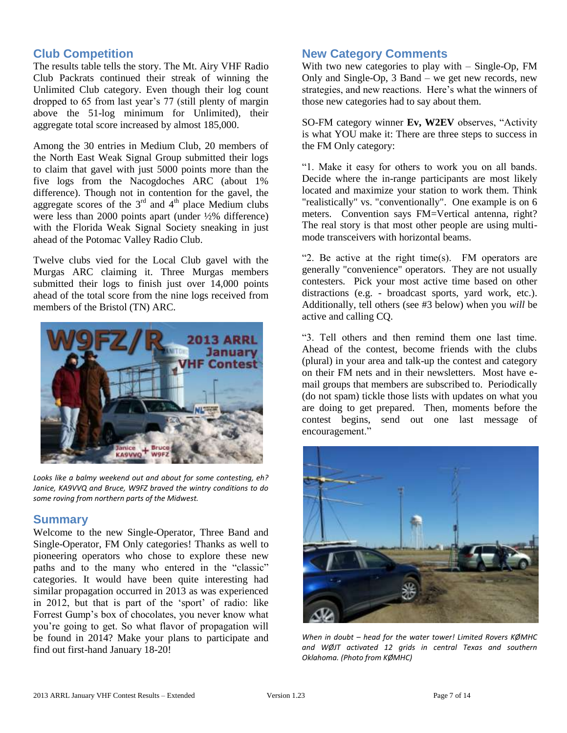## Club Competition

The results table tells the story. The Mt. Airy VHF Radio Club Packrats continued their streak of winning the Unlimited Club category. Even though their log count dropped to 65 from last year's 77 (still plenty of margin above the 51-log minimum for Unlimited), their aggregate total score increased by almost 185,000.

Among the 30 entries in Medium Club, 20 members of the North East Weak Signal Group submitted their logs to claim that gavel with just 5000 points more than the five logs from the Nacogdoches ARC (about 1% difference). Though not in contention for the gavel, the aggregate scores of the 3rd and 4th place Medium clubs were less than 2000 points apart (under ½% difference) with the Florida Weak Signal Society sneaking in just ahead of the Potomac Valley Radio Club.

Twelve clubs vied for the Local Club gavel with the Murgas ARC claiming it. Three Murgas members submitted their logs to finish just over 14,000 points ahead of the total score from the nine logs received from members of the Bristol (TN) ARC.

*Looks like a balmy weekend out and about for some contesting, eh? Janice, KA9VVQ and Bruce, W9FZ braved the wintry conditions to do some roving from northern parts of the Midwest.*

## Summary

Welcome to the new Single-Operator, Three Band and Single-Operator, FM Only categories! Thanks as well to pioneering operators who chose to explore these new paths and to the many who entered in the "classic" categories. It would have been quite interesting had similar propagation occurred in 2013 as was experienced in 2012, but that is part of the 'sport' of radio: like Forrest Gump's box of chocolates, you never know what you're going to get. So what flavor of propagation will be found in 2014? Make your plans to participate and find out first-hand January 18-20!

## New Category Comments

With two new categories to play with – Single-Op, FM Only and Single-Op, 3 Band – we get new records, new strategies, and new reactions. Here's what the winners of those new categories had to say about them.

SO-FM category winner **Ev, W2EV** observes, "Activity is what YOU make it: There are three steps to success in the FM Only category:

"1. Make it easy for others to work you on all bands. Decide where the in-range participants are most likely located and maximize your station to work them. Think "realistically" vs. "conventionally". One example is on 6 meters. Convention says FM=Vertical antenna, right? The real story is that most other people are using multi-mode transceivers with horizontal beams.

"2. Be active at the right time(s). FM operators are generally "convenience" operators. They are not usually contesters. Pick your most active time based on other distractions (e.g. - broadcast sports, yard work, etc.). Additionally, tell others (see #3 below) when you *will* be active and calling CQ.

"3. Tell others and then remind them one last time. Ahead of the contest, become friends with the clubs (plural) in your area and talk-up the contest and category on their FM nets and in their newsletters. Most have e-mail groups that members are subscribed to. Periodically (do not spam) tickle those lists with updates on what you are doing to get prepared. Then, moments before the contest begins, send out one last message of encouragement."

*When in doubt – head for the water tower! Limited Rovers KØMHC and WØJT activated 12 grids in central Texas and southern Oklahoma. (Photo from KØMHC)*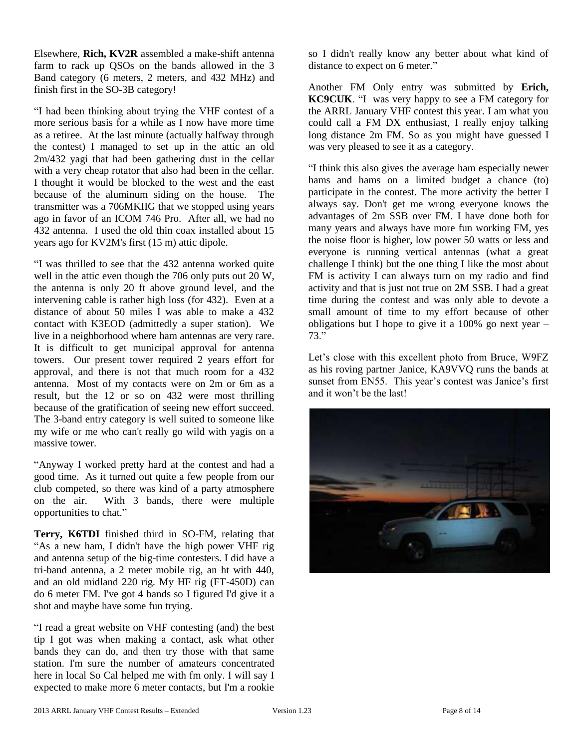Elsewhere, **Rich, KV2R** assembled a make-shift antenna farm to rack up QSOs on the bands allowed in the 3 Band category (6 meters, 2 meters, and 432 MHz) and finish first in the SO-3B category!

"I had been thinking about trying the VHF contest of a more serious basis for a while as I now have more time as a retiree. At the last minute (actually halfway through the contest) I managed to set up in the attic an old 2m/432 yagi that had been gathering dust in the cellar with a very cheap rotator that also had been in the cellar. I thought it would be blocked to the west and the east because of the aluminum siding on the house. The transmitter was a 706MKIIG that we stopped using years ago in favor of an ICOM 746 Pro. After all, we had no 432 antenna. I used the old thin coax installed about 15 years ago for KV2M's first (15 m) attic dipole.

"I was thrilled to see that the 432 antenna worked quite well in the attic even though the 706 only puts out 20 W, the antenna is only 20 ft above ground level, and the intervening cable is rather high loss (for 432). Even at a distance of about 50 miles I was able to make a 432 contact with K3EOD (admittedly a super station). We live in a neighborhood where ham antennas are very rare. It is difficult to get municipal approval for antenna towers. Our present tower required 2 years effort for approval, and there is not that much room for a 432 antenna. Most of my contacts were on 2m or 6m as a result, but the 12 or so on 432 were most thrilling because of the gratification of seeing new effort succeed. The 3-band entry category is well suited to someone like my wife or me who can't really go wild with yagis on a massive tower.

"Anyway I worked pretty hard at the contest and had a good time. As it turned out quite a few people from our club competed, so there was kind of a party atmosphere on the air. With 3 bands, there were multiple opportunities to chat."

**Terry, K6TDI** finished third in SO-FM, relating that "As a new ham, I didn't have the high power VHF rig and antenna setup of the big-time contesters. I did have a tri-band antenna, a 2 meter mobile rig, an ht with 440, and an old midland 220 rig. My HF rig (FT-450D) can do 6 meter FM. I've got 4 bands so I figured I'd give it a shot and maybe have some fun trying.

"I read a great website on VHF contesting (and) the best tip I got was when making a contact, ask what other bands they can do, and then try those with that same station. I'm sure the number of amateurs concentrated here in local So Cal helped me with fm only. I will say I expected to make more 6 meter contacts, but I'm a rookie so I didn't really know any better about what kind of distance to expect on 6 meter."

Another FM Only entry was submitted by **Erich, KC9CUK**. "I was very happy to see a FM category for the ARRL January VHF contest this year. I am what you could call a FM DX enthusiast, I really enjoy talking long distance 2m FM. So as you might have guessed I was very pleased to see it as a category.

"I think this also gives the average ham especially newer hams and hams on a limited budget a chance (to) participate in the contest. The more activity the better I always say. Don't get me wrong everyone knows the advantages of 2m SSB over FM. I have done both for many years and always have more fun working FM, yes the noise floor is higher, low power 50 watts or less and everyone is running vertical antennas (what a great challenge I think) but the one thing I like the most about FM is activity I can always turn on my radio and find activity and that is just not true on 2M SSB. I had a great time during the contest and was only able to devote a small amount of time to my effort because of other obligations but I hope to give it a 100% go next year – 73."

Let's close with this excellent photo from Bruce, W9FZ as his roving partner Janice, KA9VVQ runs the bands at sunset from EN55. This year's contest was Janice's first and it won't be the last!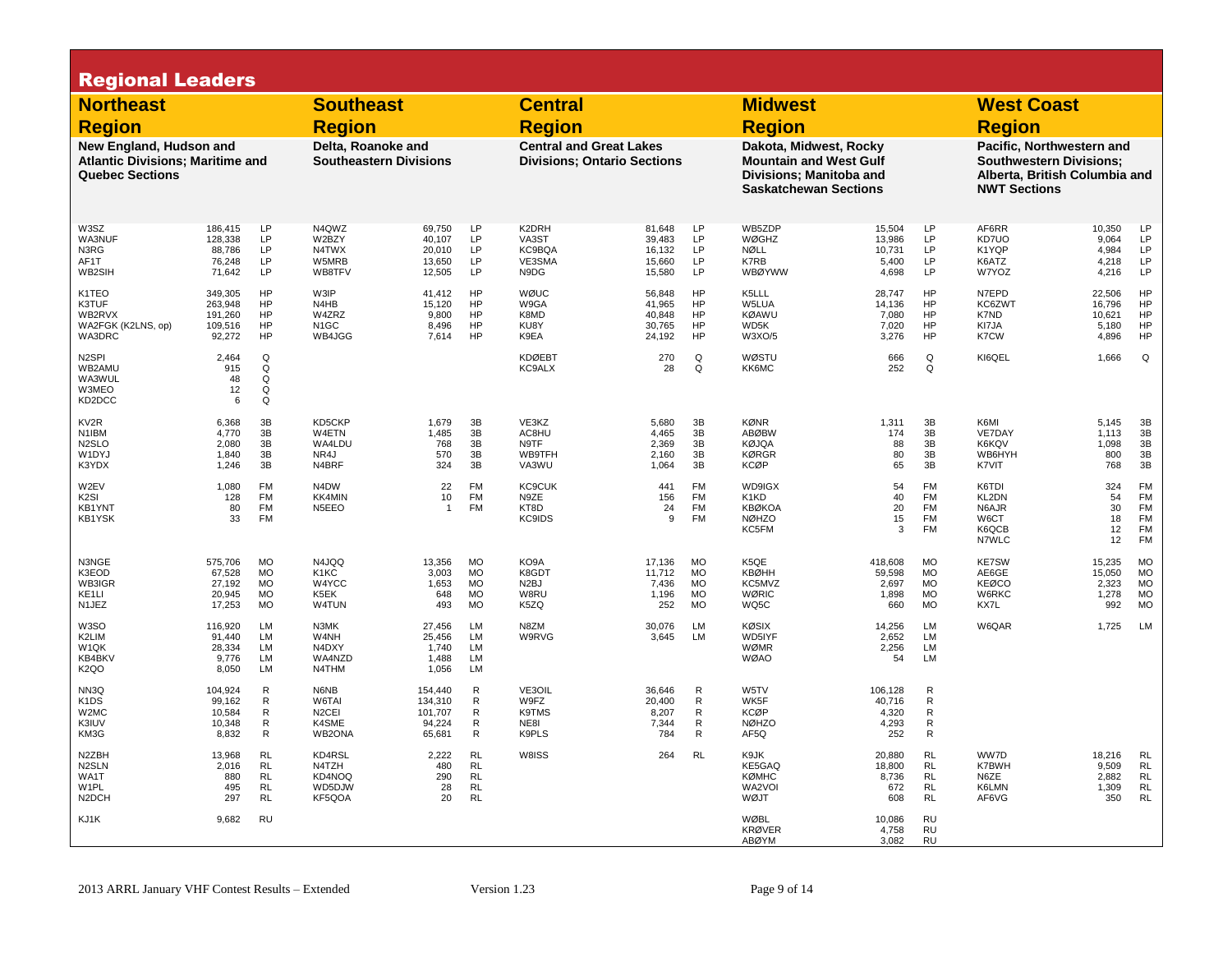# Regional Leaders

## Northeast Region

**New England, Hudson and Atlantic Divisions; Maritime and Quebec Sections**

| Call | Score | Class |
|---|---|---|
| W3SZ | 186,415 | LP |
| WA3NUF | 128,338 | LP |
| N3RG | 88,786 | LP |
| AF1T | 76,248 | LP |
| WB2SIH | 71,642 | LP |
| K1TEO | 349,305 | HP |
| K3TUF | 263,948 | HP |
| WB2RVX | 191,260 | HP |
| WA2FGK (K2LNS, op) | 109,516 | HP |
| WA3DRC | 92,272 | HP |
| N2SPI | 2,464 | Q |
| WB2AMU | 915 | Q |
| WA3WUL | 48 | Q |
| W3MEO | 12 | Q |
| KD2DCC | 6 | Q |
| KV2R | 6,368 | 3B |
| N1IBM | 4,770 | 3B |
| N2SLO | 2,080 | 3B |
| W1DYJ | 1,840 | 3B |
| K3YDX | 1,246 | 3B |
| W2EV | 1,080 | FM |
| K2SI | 128 | FM |
| KB1YNT | 80 | FM |
| KB1YSK | 33 | FM |
| N3NGE | 575,706 | MO |
| K3EOD | 67,528 | MO |
| WB3IGR | 27,192 | MO |
| KE1LI | 20,945 | MO |
| N1JEZ | 17,253 | MO |
| W3SO | 116,920 | LM |
| K2LIM | 91,440 | LM |
| W1QK | 28,334 | LM |
| KB4BKV | 9,776 | LM |
| K2QO | 8,050 | LM |
| NN3Q | 104,924 | R |
| K1DS | 99,162 | R |
| W2MC | 10,584 | R |
| K3IUV | 10,348 | R |
| KM3G | 8,832 | R |
| N2ZBH | 13,968 | RL |
| N2SLN | 2,016 | RL |
| WA1T | 880 | RL |
| W1PL | 495 | RL |
| N2DCH | 297 | RL |
| KJ1K | 9,682 | RU |

## Southeast Region

**Delta, Roanoke and Southeastern Divisions**

| Call | Score | Class |
|---|---|---|
| N4QWZ | 69,750 | LP |
| W2BZY | 40,107 | LP |
| N4TWX | 20,010 | LP |
| W5MRB | 13,650 | LP |
| WB8TFV | 12,505 | LP |
| W3IP | 41,412 | HP |
| N4HB | 15,120 | HP |
| W4ZRZ | 9,800 | HP |
| N1GC | 8,496 | HP |
| WB4JGG | 7,614 | HP |
| KD5CKP | 1,679 | 3B |
| W4ETN | 1,485 | 3B |
| WA4LDU | 768 | 3B |
| NR4J | 570 | 3B |
| N4BRF | 324 | 3B |
| N4DW | 22 | FM |
| KK4MIN | 10 | FM |
| N5EEO | 1 | FM |
| N4JQQ | 13,356 | MO |
| K1KC | 3,003 | MO |
| W4YCC | 1,653 | MO |
| K5EK | 648 | MO |
| W4TUN | 493 | MO |
| N3MK | 27,456 | LM |
| W4NH | 25,456 | LM |
| N4DXY | 1,740 | LM |
| WA4NZD | 1,488 | LM |
| N4THM | 1,056 | LM |
| N6NB | 154,440 | R |
| W6TAI | 134,310 | R |
| N2CEI | 101,707 | R |
| K4SME | 94,224 | R |
| WB2ONA | 65,681 | R |
| KD4RSL | 2,222 | RL |
| N4TZH | 480 | RL |
| KD4NOQ | 290 | RL |
| WD5DJW | 28 | RL |
| KF5QOA | 20 | RL |

## Central Region

**Central and Great Lakes Divisions; Ontario Sections**

| Call | Score | Class |
|---|---|---|
| K2DRH | 81,648 | LP |
| VA3ST | 39,483 | LP |
| KC9BQA | 16,132 | LP |
| VE3SMA | 15,660 | LP |
| N9DG | 15,580 | LP |
| WØUC | 56,848 | HP |
| W9GA | 41,965 | HP |
| K8MD | 40,848 | HP |
| KU8Y | 30,765 | HP |
| K9EA | 24,192 | HP |
| KDØEBT | 270 | Q |
| KC9ALX | 28 | Q |
| VE3KZ | 5,680 | 3B |
| AC8HU | 4,465 | 3B |
| N9TF | 2,369 | 3B |
| WB9TFH | 2,160 | 3B |
| VA3WU | 1,064 | 3B |
| KC9CUK | 441 | FM |
| N9ZE | 156 | FM |
| KT8D | 24 | FM |
| KC9IDS | 9 | FM |
| KO9A | 17,136 | MO |
| K8GDT | 11,712 | MO |
| N2BJ | 7,436 | MO |
| W8RU | 1,196 | MO |
| K5ZQ | 252 | MO |
| N8ZM | 30,076 | LM |
| W9RVG | 3,645 | LM |
| VE3OIL | 36,646 | R |
| W9FZ | 20,400 | R |
| K9TMS | 8,207 | R |
| NE8I | 7,344 | R |
| K9PLS | 784 | R |
| W8ISS | 264 | RL |

## Midwest Region

**Dakota, Midwest, Rocky Mountain and West Gulf Divisions; Manitoba and Saskatchewan Sections**

| Call | Score | Class |
|---|---|---|
| WB5ZDP | 15,504 | LP |
| WØGHZ | 13,986 | LP |
| NØLL | 10,731 | LP |
| K7RB | 5,400 | LP |
| WBØYWW | 4,698 | LP |
| K5LLL | 28,747 | HP |
| W5LUA | 14,136 | HP |
| KØAWU | 7,080 | HP |
| WD5K | 7,020 | HP |
| W3XO/5 | 3,276 | HP |
| WØSTU | 666 | Q |
| KK6MC | 252 | Q |
| KØNR | 1,311 | 3B |
| ABØBW | 174 | 3B |
| KØJQA | 88 | 3B |
| KØRGR | 80 | 3B |
| KCØP | 65 | 3B |
| WD9IGX | 54 | FM |
| K1KD | 40 | FM |
| KBØKOA | 20 | FM |
| NØHZO | 15 | FM |
| KC5FM | 3 | FM |
| K5QE | 418,608 | MO |
| KBØHH | 59,598 | MO |
| KC5MVZ | 2,697 | MO |
| WØRIC | 1,898 | MO |
| WQ5C | 660 | MO |
| KØSIX | 14,256 | LM |
| WD5IYF | 2,652 | LM |
| WØMR | 2,256 | LM |
| WØAO | 54 | LM |
| W5TV | 106,128 | R |
| WK5F | 40,716 | R |
| KCØP | 4,320 | R |
| NØHZO | 4,293 | R |
| AF5Q | 252 | R |
| K9JK | 20,880 | RL |
| KE5GAQ | 18,800 | RL |
| KØMHC | 8,736 | RL |
| WA2VOI | 672 | RL |
| WØJT | 608 | RL |
| WØBL | 10,086 | RU |
| KRØVER | 4,758 | RU |
| ABØYM | 3,082 | RU |

## West Coast Region

**Pacific, Northwestern and Southwestern Divisions; Alberta, British Columbia and NWT Sections**

| Call | Score | Class |
|---|---|---|
| AF6RR | 10,350 | LP |
| KD7UO | 9,064 | LP |
| K1YQP | 4,984 | LP |
| K6ATZ | 4,218 | LP |
| W7YOZ | 4,216 | LP |
| N7EPD | 22,506 | HP |
| KC6ZWT | 16,796 | HP |
| K7ND | 10,621 | HP |
| KI7JA | 5,180 | HP |
| K7CW | 4,896 | HP |
| KI6QEL | 1,666 | Q |
| K6MI | 5,145 | 3B |
| VE7DAY | 1,113 | 3B |
| K6KQV | 1,098 | 3B |
| WB6HYH | 800 | 3B |
| K7VIT | 768 | 3B |
| K6TDI | 324 | FM |
| KL2DN | 54 | FM |
| N6AJR | 30 | FM |
| W6CT | 18 | FM |
| K6QCB | 12 | FM |
| N7WLC | 12 | FM |
| KE7SW | 15,235 | MO |
| AE6GE | 15,050 | MO |
| KEØCO | 2,323 | MO |
| W6RKC | 1,278 | MO |
| KX7L | 992 | MO |
| W6QAR | 1,725 | LM |
| WW7D | 18,216 | RL |
| K7BWH | 9,509 | RL |
| N6ZE | 2,882 | RL |
| K6LMN | 1,309 | RL |
| AF6VG | 350 | RL |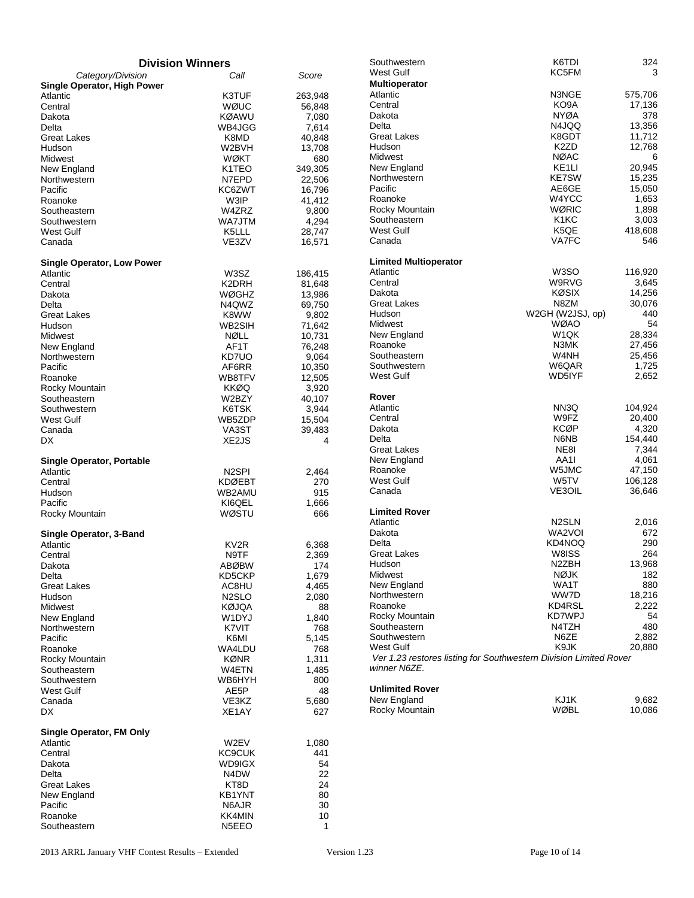## Division Winners

| Category/Division | Call | Score |
|---|---|---|
| **Single Operator, High Power** | | |
| Atlantic | K3TUF | 263,948 |
| Central | WØUC | 56,848 |
| Dakota | KØAWU | 7,080 |
| Delta | WB4JGG | 7,614 |
| Great Lakes | K8MD | 40,848 |
| Hudson | W2BVH | 13,708 |
| Midwest | WØKT | 680 |
| New England | K1TEO | 349,305 |
| Northwestern | N7EPD | 22,506 |
| Pacific | KC6ZWT | 16,796 |
| Roanoke | W3IP | 41,412 |
| Southeastern | W4ZRZ | 9,800 |
| Southwestern | WA7JTM | 4,294 |
| West Gulf | K5LLL | 28,747 |
| Canada | VE3ZV | 16,571 |
| **Single Operator, Low Power** | | |
| Atlantic | W3SZ | 186,415 |
| Central | K2DRH | 81,648 |
| Dakota | WØGHZ | 13,986 |
| Delta | N4QWZ | 69,750 |
| Great Lakes | K8WW | 9,802 |
| Hudson | WB2SIH | 71,642 |
| Midwest | NØLL | 10,731 |
| New England | AF1T | 76,248 |
| Northwestern | KD7UO | 9,064 |
| Pacific | AF6RR | 10,350 |
| Roanoke | WB8TFV | 12,505 |
| Rocky Mountain | KKØQ | 3,920 |
| Southeastern | W2BZY | 40,107 |
| Southwestern | K6TSK | 3,944 |
| West Gulf | WB5ZDP | 15,504 |
| Canada | VA3ST | 39,483 |
| DX | XE2JS | 4 |
| **Single Operator, Portable** | | |
| Atlantic | N2SPI | 2,464 |
| Central | KDØEBT | 270 |
| Hudson | WB2AMU | 915 |
| Pacific | KI6QEL | 1,666 |
| Rocky Mountain | WØSTU | 666 |
| **Single Operator, 3-Band** | | |
| Atlantic | KV2R | 6,368 |
| Central | N9TF | 2,369 |
| Dakota | ABØBW | 174 |
| Delta | KD5CKP | 1,679 |
| Great Lakes | AC8HU | 4,465 |
| Hudson | N2SLO | 2,080 |
| Midwest | KØJQA | 88 |
| New England | W1DYJ | 1,840 |
| Northwestern | K7VIT | 768 |
| Pacific | K6MI | 5,145 |
| Roanoke | WA4LDU | 768 |
| Rocky Mountain | KØNR | 1,311 |
| Southeastern | W4ETN | 1,485 |
| Southwestern | WB6HYH | 800 |
| West Gulf | AE5P | 48 |
| Canada | VE3KZ | 5,680 |
| DX | XE1AY | 627 |
| **Single Operator, FM Only** | | |
| Atlantic | W2EV | 1,080 |
| Central | KC9CUK | 441 |
| Dakota | WD9IGX | 54 |
| Delta | N4DW | 22 |
| Great Lakes | KT8D | 24 |
| New England | KB1YNT | 80 |
| Pacific | N6AJR | 30 |
| Roanoke | KK4MIN | 10 |
| Southeastern | N5EEO | 1 |
| Southwestern | K6TDI | 324 |
| West Gulf | KC5FM | 3 |
| **Multioperator** | | |
| Atlantic | N3NGE | 575,706 |
| Central | KO9A | 17,136 |
| Dakota | NYØA | 378 |
| Delta | N4JQQ | 13,356 |
| Great Lakes | K8GDT | 11,712 |
| Hudson | K2ZD | 12,768 |
| Midwest | NØAC | 6 |
| New England | KE1LI | 20,945 |
| Northwestern | KE7SW | 15,235 |
| Pacific | AE6GE | 15,050 |
| Roanoke | W4YCC | 1,653 |
| Rocky Mountain | WØRIC | 1,898 |
| Southeastern | K1KC | 3,003 |
| West Gulf | K5QE | 418,608 |
| Canada | VA7FC | 546 |
| **Limited Multioperator** | | |
| Atlantic | W3SO | 116,920 |
| Central | W9RVG | 3,645 |
| Dakota | KØSIX | 14,256 |
| Great Lakes | N8ZM | 30,076 |
| Hudson | W2GH (W2JSJ, op) | 440 |
| Midwest | WØAO | 54 |
| New England | W1QK | 28,334 |
| Roanoke | N3MK | 27,456 |
| Southeastern | W4NH | 25,456 |
| Southwestern | W6QAR | 1,725 |
| West Gulf | WD5IYF | 2,652 |
| **Rover** | | |
| Atlantic | NN3Q | 104,924 |
| Central | W9FZ | 20,400 |
| Dakota | KCØP | 4,320 |
| Delta | N6NB | 154,440 |
| Great Lakes | NE8I | 7,344 |
| New England | AA1I | 4,061 |
| Roanoke | W5JMC | 47,150 |
| West Gulf | W5TV | 106,128 |
| Canada | VE3OIL | 36,646 |
| **Limited Rover** | | |
| Atlantic | N2SLN | 2,016 |
| Dakota | WA2VOI | 672 |
| Delta | KD4NOQ | 290 |
| Great Lakes | W8ISS | 264 |
| Hudson | N2ZBH | 13,968 |
| Midwest | NØJK | 182 |
| New England | WA1T | 880 |
| Northwestern | WW7D | 18,216 |
| Roanoke | KD4RSL | 2,222 |
| Rocky Mountain | KD7WPJ | 54 |
| Southeastern | N4TZH | 480 |
| Southwestern | N6ZE | 2,882 |
| West Gulf | K9JK | 20,880 |

*Ver 1.23 restores listing for Southwestern Division Limited Rover winner N6ZE.*

| Category/Division | Call | Score |
|---|---|---|
| **Unlimited Rover** | | |
| New England | KJ1K | 9,682 |
| Rocky Mountain | WØBL | 10,086 |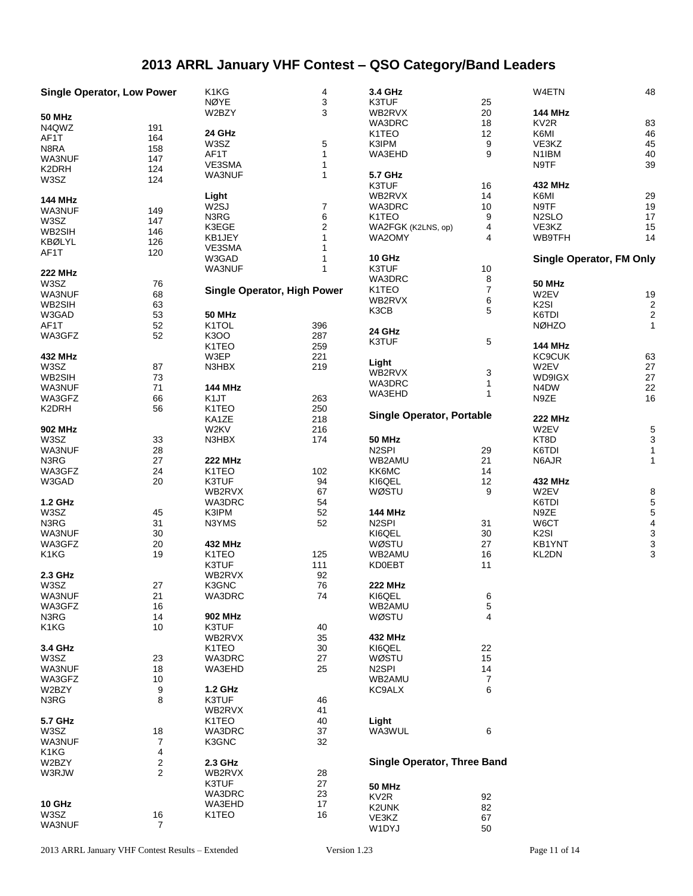# 2013 ARRL January VHF Contest – QSO Category/Band Leaders

## Single Operator, Low Power

**50 MHz**

| | |
|---|---|
| N4QWZ | 191 |
| AF1T | 164 |
| N8RA | 158 |
| WA3NUF | 147 |
| K2DRH | 124 |
| W3SZ | 124 |

**144 MHz**

| | |
|---|---|
| WA3NUF | 149 |
| W3SZ | 147 |
| WB2SIH | 146 |
| KBØLYL | 126 |
| AF1T | 120 |

**222 MHz**

| | |
|---|---|
| W3SZ | 76 |
| WA3NUF | 68 |
| WB2SIH | 63 |
| W3GAD | 53 |
| AF1T | 52 |
| WA3GFZ | 52 |

**432 MHz**

| | |
|---|---|
| W3SZ | 87 |
| WB2SIH | 73 |
| WA3NUF | 71 |
| WA3GFZ | 66 |
| K2DRH | 56 |

**902 MHz**

| | |
|---|---|
| W3SZ | 33 |
| WA3NUF | 28 |
| N3RG | 27 |
| WA3GFZ | 24 |
| W3GAD | 20 |

**1.2 GHz**

| | |
|---|---|
| W3SZ | 45 |
| N3RG | 31 |
| WA3NUF | 30 |
| WA3GFZ | 20 |
| K1KG | 19 |

**2.3 GHz**

| | |
|---|---|
| W3SZ | 27 |
| WA3NUF | 21 |
| WA3GFZ | 16 |
| N3RG | 14 |
| K1KG | 10 |

**3.4 GHz**

| | |
|---|---|
| W3SZ | 23 |
| WA3NUF | 18 |
| WA3GFZ | 10 |
| W2BZY | 9 |
| N3RG | 8 |

**5.7 GHz**

| | |
|---|---|
| W3SZ | 18 |
| WA3NUF | 7 |
| K1KG | 4 |
| W2BZY | 2 |
| W3RJW | 2 |

**10 GHz**

| | |
|---|---|
| W3SZ | 16 |
| WA3NUF | 7 |
| K1KG | 4 |
| NØYE | 3 |
| W2BZY | 3 |

**24 GHz**

| | |
|---|---|
| W3SZ | 5 |
| AF1T | 1 |
| VE3SMA | 1 |
| WA3NUF | 1 |

**Light**

| | |
|---|---|
| W2SJ | 7 |
| N3RG | 6 |
| K3EGE | 2 |
| KB1JEY | 1 |
| VE3SMA | 1 |
| W3GAD | 1 |
| WA3NUF | 1 |

## Single Operator, High Power

**50 MHz**

| | |
|---|---|
| K1TOL | 396 |
| K3OO | 287 |
| K1TEO | 259 |
| W3EP | 221 |
| N3HBX | 219 |

**144 MHz**

| | |
|---|---|
| K1JT | 263 |
| K1TEO | 250 |
| KA1ZE | 218 |
| W2KV | 216 |
| N3HBX | 174 |

**222 MHz**

| | |
|---|---|
| K1TEO | 102 |
| K3TUF | 94 |
| WB2RVX | 67 |
| WA3DRC | 54 |
| K3IPM | 52 |
| N3YMS | 52 |

**432 MHz**

| | |
|---|---|
| K1TEO | 125 |
| K3TUF | 111 |
| WB2RVX | 92 |
| K3GNC | 76 |
| WA3DRC | 74 |

**902 MHz**

| | |
|---|---|
| K3TUF | 40 |
| WB2RVX | 35 |
| K1TEO | 30 |
| WA3DRC | 27 |
| WA3EHD | 25 |

**1.2 GHz**

| | |
|---|---|
| K3TUF | 46 |
| WB2RVX | 41 |
| K1TEO | 40 |
| WA3DRC | 37 |
| K3GNC | 32 |

**2.3 GHz**

| | |
|---|---|
| WB2RVX | 28 |
| K3TUF | 27 |
| WA3DRC | 23 |
| WA3EHD | 17 |
| K1TEO | 16 |

**3.4 GHz**

| | |
|---|---|
| K3TUF | 25 |
| WB2RVX | 20 |
| WA3DRC | 18 |
| K1TEO | 12 |
| K3IPM | 9 |
| WA3EHD | 9 |

**5.7 GHz**

| | |
|---|---|
| K3TUF | 16 |
| WB2RVX | 14 |
| WA3DRC | 10 |
| K1TEO | 9 |
| WA2FGK (K2LNS, op) | 4 |
| WA2OMY | 4 |

**10 GHz**

| | |
|---|---|
| K3TUF | 10 |
| WA3DRC | 8 |
| K1TEO | 7 |
| WB2RVX | 6 |
| K3CB | 5 |

**24 GHz**

| | |
|---|---|
| K3TUF | 5 |

**Light**

| | |
|---|---|
| WB2RVX | 3 |
| WA3DRC | 1 |
| WA3EHD | 1 |

## Single Operator, Portable

**50 MHz**

| | |
|---|---|
| N2SPI | 29 |
| WB2AMU | 21 |
| KK6MC | 14 |
| KI6QEL | 12 |
| WØSTU | 9 |

**144 MHz**

| | |
|---|---|
| N2SPI | 31 |
| KI6QEL | 30 |
| WØSTU | 27 |
| WB2AMU | 16 |
| KD0EBT | 11 |

**222 MHz**

| | |
|---|---|
| KI6QEL | 6 |
| WB2AMU | 5 |
| WØSTU | 4 |

**432 MHz**

| | |
|---|---|
| KI6QEL | 22 |
| WØSTU | 15 |
| N2SPI | 14 |
| WB2AMU | 7 |
| KC9ALX | 6 |

**Light**

| | |
|---|---|
| WA3WUL | 6 |

## Single Operator, Three Band

**50 MHz**

| | |
|---|---|
| KV2R | 92 |
| K2UNK | 82 |
| VE3KZ | 67 |
| W1DYJ | 50 |
| W4ETN | 48 |

**144 MHz**

| | |
|---|---|
| KV2R | 83 |
| K6MI | 46 |
| VE3KZ | 45 |
| N1IBM | 40 |
| N9TF | 39 |

**432 MHz**

| | |
|---|---|
| K6MI | 29 |
| N9TF | 19 |
| N2SLO | 17 |
| VE3KZ | 15 |
| WB9TFH | 14 |

## Single Operator, FM Only

**50 MHz**

| | |
|---|---|
| W2EV | 19 |
| K2SI | 2 |
| K6TDI | 2 |
| NØHZO | 1 |

**144 MHz**

| | |
|---|---|
| KC9CUK | 63 |
| W2EV | 27 |
| WD9IGX | 27 |
| N4DW | 22 |
| N9ZE | 16 |

**222 MHz**

| | |
|---|---|
| W2EV | 5 |
| KT8D | 3 |
| K6TDI | 1 |
| N6AJR | 1 |

**432 MHz**

| | |
|---|---|
| W2EV | 8 |
| K6TDI | 5 |
| N9ZE | 5 |
| W6CT | 4 |
| K2SI | 3 |
| KB1YNT | 3 |
| KL2DN | 3 |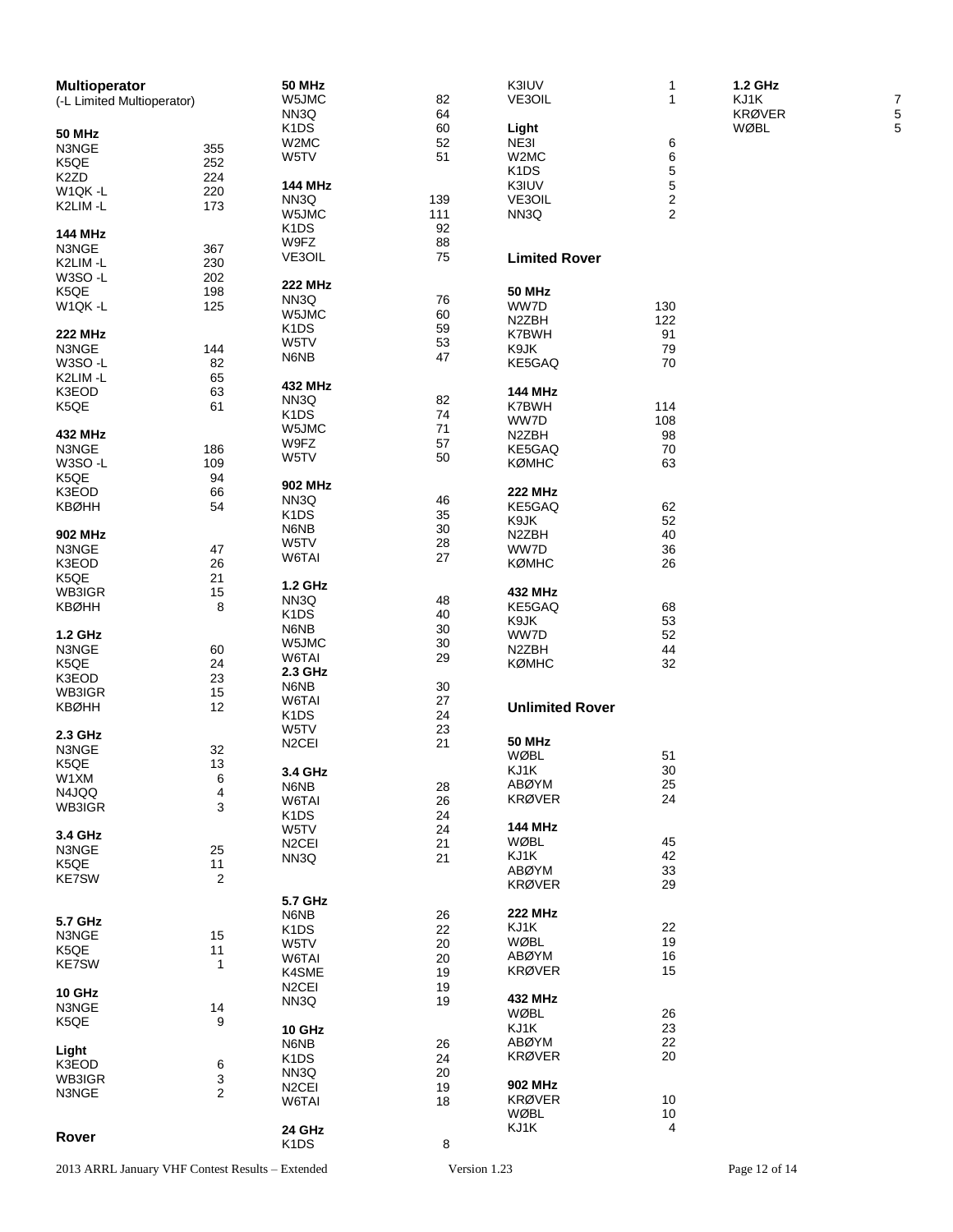**Multioperator**
(-L Limited Multioperator)

**50 MHz**

| | |
|---|---|
| N3NGE | 355 |
| K5QE | 252 |
| K2ZD | 224 |
| W1QK -L | 220 |
| K2LIM -L | 173 |

**144 MHz**

| | |
|---|---|
| N3NGE | 367 |
| K2LIM -L | 230 |
| W3SO -L | 202 |
| K5QE | 198 |
| W1QK -L | 125 |

**222 MHz**

| | |
|---|---|
| N3NGE | 144 |
| W3SO -L | 82 |
| K2LIM -L | 65 |
| K3EOD | 63 |
| K5QE | 61 |

**432 MHz**

| | |
|---|---|
| N3NGE | 186 |
| W3SO -L | 109 |
| K5QE | 94 |
| K3EOD | 66 |
| KBØHH | 54 |

**902 MHz**

| | |
|---|---|
| N3NGE | 47 |
| K3EOD | 26 |
| K5QE | 21 |
| WB3IGR | 15 |
| KBØHH | 8 |

**1.2 GHz**

| | |
|---|---|
| N3NGE | 60 |
| K5QE | 24 |
| K3EOD | 23 |
| WB3IGR | 15 |
| KBØHH | 12 |

**2.3 GHz**

| | |
|---|---|
| N3NGE | 32 |
| K5QE | 13 |
| W1XM | 6 |
| N4JQQ | 4 |
| WB3IGR | 3 |

**3.4 GHz**

| | |
|---|---|
| N3NGE | 25 |
| K5QE | 11 |
| KE7SW | 2 |

**5.7 GHz**

| | |
|---|---|
| N3NGE | 15 |
| K5QE | 11 |
| KE7SW | 1 |

**10 GHz**

| | |
|---|---|
| N3NGE | 14 |
| K5QE | 9 |

**Light**

| | |
|---|---|
| K3EOD | 6 |
| WB3IGR | 3 |
| N3NGE | 2 |

**Rover**

**50 MHz**

| | |
|---|---|
| W5JMC | 82 |
| NN3Q | 64 |
| K1DS | 60 |
| W2MC | 52 |
| W5TV | 51 |

**144 MHz**

| | |
|---|---|
| NN3Q | 139 |
| W5JMC | 111 |
| K1DS | 92 |
| W9FZ | 88 |
| VE3OIL | 75 |

**222 MHz**

| | |
|---|---|
| NN3Q | 76 |
| W5JMC | 60 |
| K1DS | 59 |
| W5TV | 53 |
| N6NB | 47 |

**432 MHz**

| | |
|---|---|
| NN3Q | 82 |
| K1DS | 74 |
| W5JMC | 71 |
| W9FZ | 57 |
| W5TV | 50 |

**902 MHz**

| | |
|---|---|
| NN3Q | 46 |
| K1DS | 35 |
| N6NB | 30 |
| W5TV | 28 |
| W6TAI | 27 |

**1.2 GHz**

| | |
|---|---|
| NN3Q | 48 |
| K1DS | 40 |
| N6NB | 30 |
| W5JMC | 30 |
| W6TAI | 29 |

**2.3 GHz**

| | |
|---|---|
| N6NB | 30 |
| W6TAI | 27 |
| K1DS | 24 |
| W5TV | 23 |
| N2CEI | 21 |

**3.4 GHz**

| | |
|---|---|
| N6NB | 28 |
| W6TAI | 26 |
| K1DS | 24 |
| W5TV | 24 |
| N2CEI | 21 |
| NN3Q | 21 |

**5.7 GHz**

| | |
|---|---|
| N6NB | 26 |
| K1DS | 22 |
| W5TV | 20 |
| W6TAI | 20 |
| K4SME | 19 |
| N2CEI | 19 |
| NN3Q | 19 |

**10 GHz**

| | |
|---|---|
| N6NB | 26 |
| K1DS | 24 |
| NN3Q | 20 |
| N2CEI | 19 |
| W6TAI | 18 |

**24 GHz**

| | |
|---|---|
| K1DS | 8 |
| K3IUV | 1 |
| VE3OIL | 1 |

**Light**

| | |
|---|---|
| NE3I | 6 |
| W2MC | 6 |
| K1DS | 5 |
| K3IUV | 5 |
| VE3OIL | 2 |
| NN3Q | 2 |

**Limited Rover**

**50 MHz**

| | |
|---|---|
| WW7D | 130 |
| N2ZBH | 122 |
| K7BWH | 91 |
| K9JK | 79 |
| KE5GAQ | 70 |

**144 MHz**

| | |
|---|---|
| K7BWH | 114 |
| WW7D | 108 |
| N2ZBH | 98 |
| KE5GAQ | 70 |
| KØMHC | 63 |

**222 MHz**

| | |
|---|---|
| KE5GAQ | 62 |
| K9JK | 52 |
| N2ZBH | 40 |
| WW7D | 36 |
| KØMHC | 26 |

**432 MHz**

| | |
|---|---|
| KE5GAQ | 68 |
| K9JK | 53 |
| WW7D | 52 |
| N2ZBH | 44 |
| KØMHC | 32 |

**Unlimited Rover**

**50 MHz**

| | |
|---|---|
| WØBL | 51 |
| KJ1K | 30 |
| ABØYM | 25 |
| KRØVER | 24 |

**144 MHz**

| | |
|---|---|
| WØBL | 45 |
| KJ1K | 42 |
| ABØYM | 33 |
| KRØVER | 29 |

**222 MHz**

| | |
|---|---|
| KJ1K | 22 |
| WØBL | 19 |
| ABØYM | 16 |
| KRØVER | 15 |

**432 MHz**

| | |
|---|---|
| WØBL | 26 |
| KJ1K | 23 |
| ABØYM | 22 |
| KRØVER | 20 |

**902 MHz**

| | |
|---|---|
| KRØVER | 10 |
| WØBL | 10 |
| KJ1K | 4 |

**1.2 GHz**

| | |
|---|---|
| KJ1K | 7 |
| KRØVER | 5 |
| WØBL | 5 |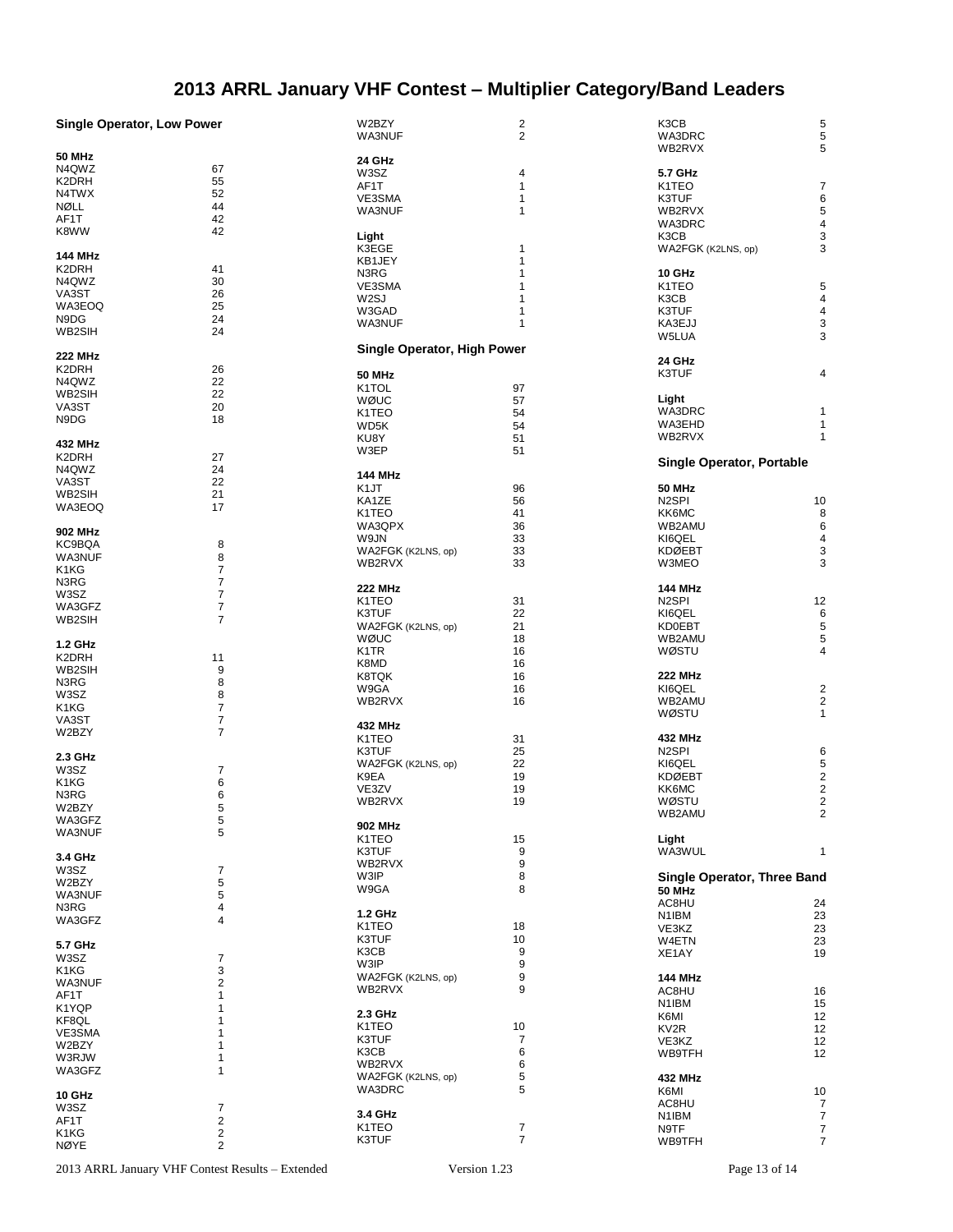# 2013 ARRL January VHF Contest – Multiplier Category/Band Leaders

## Single Operator, Low Power

**50 MHz**

| | |
|---|---|
| N4QWZ | 67 |
| K2DRH | 55 |
| N4TWX | 52 |
| NØLL | 44 |
| AF1T | 42 |
| K8WW | 42 |

**144 MHz**

| | |
|---|---|
| K2DRH | 41 |
| N4QWZ | 30 |
| VA3ST | 26 |
| WA3EOQ | 25 |
| N9DG | 24 |
| WB2SIH | 24 |

**222 MHz**

| | |
|---|---|
| K2DRH | 26 |
| N4QWZ | 22 |
| WB2SIH | 22 |
| VA3ST | 20 |
| N9DG | 18 |

**432 MHz**

| | |
|---|---|
| K2DRH | 27 |
| N4QWZ | 24 |
| VA3ST | 22 |
| WB2SIH | 21 |
| WA3EOQ | 17 |

**902 MHz**

| | |
|---|---|
| KC9BQA | 8 |
| WA3NUF | 8 |
| K1KG | 7 |
| N3RG | 7 |
| W3SZ | 7 |
| WA3GFZ | 7 |
| WB2SIH | 7 |

**1.2 GHz**

| | |
|---|---|
| K2DRH | 11 |
| WB2SIH | 9 |
| N3RG | 8 |
| W3SZ | 8 |
| K1KG | 7 |
| VA3ST | 7 |
| W2BZY | 7 |

**2.3 GHz**

| | |
|---|---|
| W3SZ | 7 |
| K1KG | 6 |
| N3RG | 6 |
| W2BZY | 5 |
| WA3GFZ | 5 |
| WA3NUF | 5 |

**3.4 GHz**

| | |
|---|---|
| W3SZ | 7 |
| W2BZY | 5 |
| WA3NUF | 5 |
| N3RG | 4 |
| WA3GFZ | 4 |

**5.7 GHz**

| | |
|---|---|
| W3SZ | 7 |
| K1KG | 3 |
| WA3NUF | 2 |
| AF1T | 1 |
| K1YQP | 1 |
| KF8QL | 1 |
| VE3SMA | 1 |
| W2BZY | 1 |
| W3RJW | 1 |
| WA3GFZ | 1 |

**10 GHz**

| | |
|---|---|
| W3SZ | 7 |
| AF1T | 2 |
| K1KG | 2 |
| NØYE | 2 |
| W2BZY | 2 |
| WA3NUF | 2 |

**24 GHz**

| | |
|---|---|
| W3SZ | 4 |
| AF1T | 1 |
| VE3SMA | 1 |
| WA3NUF | 1 |

**Light**

| | |
|---|---|
| K3EGE | 1 |
| KB1JEY | 1 |
| N3RG | 1 |
| VE3SMA | 1 |
| W2SJ | 1 |
| W3GAD | 1 |
| WA3NUF | 1 |

## Single Operator, High Power

**50 MHz**

| | |
|---|---|
| K1TOL | 97 |
| WØUC | 57 |
| K1TEO | 54 |
| WD5K | 54 |
| KU8Y | 51 |
| W3EP | 51 |

**144 MHz**

| | |
|---|---|
| K1JT | 96 |
| KA1ZE | 56 |
| K1TEO | 41 |
| WA3QPX | 36 |
| W9JN | 33 |
| WA2FGK (K2LNS, op) | 33 |
| WB2RVX | 33 |

**222 MHz**

| | |
|---|---|
| K1TEO | 31 |
| K3TUF | 22 |
| WA2FGK (K2LNS, op) | 21 |
| WØUC | 18 |
| K1TR | 16 |
| K8MD | 16 |
| K8TQK | 16 |
| W9GA | 16 |
| WB2RVX | 16 |

**432 MHz**

| | |
|---|---|
| K1TEO | 31 |
| K3TUF | 25 |
| WA2FGK (K2LNS, op) | 22 |
| K9EA | 19 |
| VE3ZV | 19 |
| WB2RVX | 19 |

**902 MHz**

| | |
|---|---|
| K1TEO | 15 |
| K3TUF | 9 |
| WB2RVX | 9 |
| W3IP | 8 |
| W9GA | 8 |

**1.2 GHz**

| | |
|---|---|
| K1TEO | 18 |
| K3TUF | 10 |
| K3CB | 9 |
| W3IP | 9 |
| WA2FGK (K2LNS, op) | 9 |
| WB2RVX | 9 |

**2.3 GHz**

| | |
|---|---|
| K1TEO | 10 |
| K3TUF | 7 |
| K3CB | 6 |
| WB2RVX | 6 |
| WA2FGK (K2LNS, op) | 5 |
| WA3DRC | 5 |

**3.4 GHz**

| | |
|---|---|
| K1TEO | 7 |
| K3TUF | 7 |
| K3CB | 5 |
| WA3DRC | 5 |
| WB2RVX | 5 |

**5.7 GHz**

| | |
|---|---|
| K1TEO | 7 |
| K3TUF | 6 |
| WB2RVX | 5 |
| WA3DRC | 4 |
| K3CB | 3 |
| WA2FGK (K2LNS, op) | 3 |

**10 GHz**

| | |
|---|---|
| K1TEO | 5 |
| K3CB | 4 |
| K3TUF | 4 |
| KA3EJJ | 3 |
| W5LUA | 3 |

**24 GHz**

| | |
|---|---|
| K3TUF | 4 |

**Light**

| | |
|---|---|
| WA3DRC | 1 |
| WA3EHD | 1 |
| WB2RVX | 1 |

## Single Operator, Portable

**50 MHz**

| | |
|---|---|
| N2SPI | 10 |
| KK6MC | 8 |
| WB2AMU | 6 |
| KI6QEL | 4 |
| KDØEBT | 3 |
| W3MEO | 3 |

**144 MHz**

| | |
|---|---|
| N2SPI | 12 |
| KI6QEL | 6 |
| KD0EBT | 5 |
| WB2AMU | 5 |
| WØSTU | 4 |

**222 MHz**

| | |
|---|---|
| KI6QEL | 2 |
| WB2AMU | 2 |
| WØSTU | 1 |

**432 MHz**

| | |
|---|---|
| N2SPI | 6 |
| KI6QEL | 5 |
| KDØEBT | 2 |
| KK6MC | 2 |
| WØSTU | 2 |
| WB2AMU | 2 |

**Light**

| | |
|---|---|
| WA3WUL | 1 |

## Single Operator, Three Band

**50 MHz**

| | |
|---|---|
| AC8HU | 24 |
| N1IBM | 23 |
| VE3KZ | 23 |
| W4ETN | 23 |
| XE1AY | 19 |

**144 MHz**

| | |
|---|---|
| AC8HU | 16 |
| N1IBM | 15 |
| K6MI | 12 |
| KV2R | 12 |
| VE3KZ | 12 |
| WB9TFH | 12 |

**432 MHz**

| | |
|---|---|
| K6MI | 10 |
| AC8HU | 7 |
| N1IBM | 7 |
| N9TF | 7 |
| WB9TFH | 7 |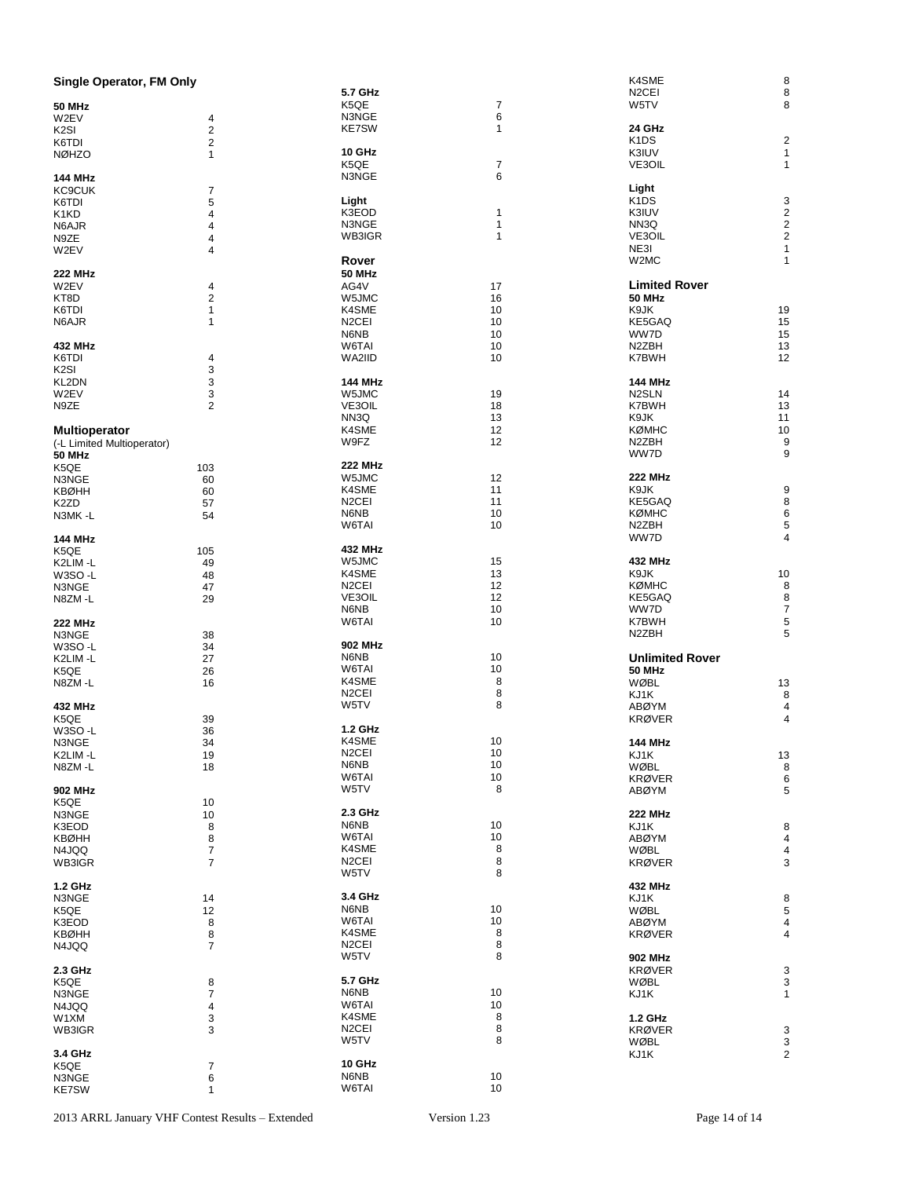## Single Operator, FM Only

**50 MHz**

| | |
|---|---|
| W2EV | 4 |
| K2SI | 2 |
| K6TDI | 2 |
| NØHZO | 1 |

**144 MHz**

| | |
|---|---|
| KC9CUK | 7 |
| K6TDI | 5 |
| K1KD | 4 |
| N6AJR | 4 |
| N9ZE | 4 |
| W2EV | 4 |

**222 MHz**

| | |
|---|---|
| W2EV | 4 |
| KT8D | 2 |
| K6TDI | 1 |
| N6AJR | 1 |

**432 MHz**

| | |
|---|---|
| K6TDI | 4 |
| K2SI | 3 |
| KL2DN | 3 |
| W2EV | 3 |
| N9ZE | 2 |

## Multioperator

(-L Limited Multioperator)

**50 MHz**

| | |
|---|---|
| K5QE | 103 |
| N3NGE | 60 |
| KBØHH | 60 |
| K2ZD | 57 |
| N3MK -L | 54 |

**144 MHz**

| | |
|---|---|
| K5QE | 105 |
| K2LIM -L | 49 |
| W3SO -L | 48 |
| N3NGE | 47 |
| N8ZM -L | 29 |

**222 MHz**

| | |
|---|---|
| N3NGE | 38 |
| W3SO -L | 34 |
| K2LIM -L | 27 |
| K5QE | 26 |
| N8ZM -L | 16 |

**432 MHz**

| | |
|---|---|
| K5QE | 39 |
| W3SO -L | 36 |
| N3NGE | 34 |
| K2LIM -L | 19 |
| N8ZM -L | 18 |

**902 MHz**

| | |
|---|---|
| K5QE | 10 |
| N3NGE | 10 |
| K3EOD | 8 |
| KBØHH | 8 |
| N4JQQ | 7 |
| WB3IGR | 7 |

**1.2 GHz**

| | |
|---|---|
| N3NGE | 14 |
| K5QE | 12 |
| K3EOD | 8 |
| KBØHH | 8 |
| N4JQQ | 7 |

**2.3 GHz**

| | |
|---|---|
| K5QE | 8 |
| N3NGE | 7 |
| N4JQQ | 4 |
| W1XM | 3 |
| WB3IGR | 3 |

**3.4 GHz**

| | |
|---|---|
| K5QE | 7 |
| N3NGE | 6 |
| KE7SW | 1 |

**5.7 GHz**

| | |
|---|---|
| K5QE | 7 |
| N3NGE | 6 |
| KE7SW | 1 |

**10 GHz**

| | |
|---|---|
| K5QE | 7 |
| N3NGE | 6 |

**Light**

| | |
|---|---|
| K3EOD | 1 |
| N3NGE | 1 |
| WB3IGR | 1 |

## Rover

**50 MHz**

| | |
|---|---|
| AG4V | 17 |
| W5JMC | 16 |
| K4SME | 10 |
| N2CEI | 10 |
| N6NB | 10 |
| W6TAI | 10 |
| WA2IID | 10 |

**144 MHz**

| | |
|---|---|
| W5JMC | 19 |
| VE3OIL | 18 |
| NN3Q | 13 |
| K4SME | 12 |
| W9FZ | 12 |

**222 MHz**

| | |
|---|---|
| W5JMC | 12 |
| K4SME | 11 |
| N2CEI | 11 |
| N6NB | 10 |
| W6TAI | 10 |

**432 MHz**

| | |
|---|---|
| W5JMC | 15 |
| K4SME | 13 |
| N2CEI | 12 |
| VE3OIL | 12 |
| N6NB | 10 |
| W6TAI | 10 |

**902 MHz**

| | |
|---|---|
| N6NB | 10 |
| W6TAI | 10 |
| K4SME | 8 |
| N2CEI | 8 |
| W5TV | 8 |

**1.2 GHz**

| | |
|---|---|
| K4SME | 10 |
| N2CEI | 10 |
| N6NB | 10 |
| W6TAI | 10 |
| W5TV | 8 |

**2.3 GHz**

| | |
|---|---|
| N6NB | 10 |
| W6TAI | 10 |
| K4SME | 8 |
| N2CEI | 8 |
| W5TV | 8 |

**3.4 GHz**

| | |
|---|---|
| N6NB | 10 |
| W6TAI | 10 |
| K4SME | 8 |
| N2CEI | 8 |
| W5TV | 8 |

**5.7 GHz**

| | |
|---|---|
| N6NB | 10 |
| W6TAI | 10 |
| K4SME | 8 |
| N2CEI | 8 |
| W5TV | 8 |

**10 GHz**

| | |
|---|---|
| N6NB | 10 |
| W6TAI | 10 |
| K4SME | 8 |
| N2CEI | 8 |
| W5TV | 8 |

**24 GHz**

| | |
|---|---|
| K1DS | 2 |
| K3IUV | 1 |
| VE3OIL | 1 |

**Light**

| | |
|---|---|
| K1DS | 3 |
| K3IUV | 2 |
| NN3Q | 2 |
| VE3OIL | 2 |
| NE3I | 1 |
| W2MC | 1 |

## Limited Rover

**50 MHz**

| | |
|---|---|
| K9JK | 19 |
| KE5GAQ | 15 |
| WW7D | 15 |
| N2ZBH | 13 |
| K7BWH | 12 |

**144 MHz**

| | |
|---|---|
| N2SLN | 14 |
| K7BWH | 13 |
| K9JK | 11 |
| KØMHC | 10 |
| N2ZBH | 9 |
| WW7D | 9 |

**222 MHz**

| | |
|---|---|
| K9JK | 9 |
| KE5GAQ | 8 |
| KØMHC | 6 |
| N2ZBH | 5 |
| WW7D | 4 |

**432 MHz**

| | |
|---|---|
| K9JK | 10 |
| KØMHC | 8 |
| KE5GAQ | 8 |
| WW7D | 7 |
| K7BWH | 5 |
| N2ZBH | 5 |

## Unlimited Rover

**50 MHz**

| | |
|---|---|
| WØBL | 13 |
| KJ1K | 8 |
| ABØYM | 4 |
| KRØVER | 4 |

**144 MHz**

| | |
|---|---|
| KJ1K | 13 |
| WØBL | 8 |
| KRØVER | 6 |
| ABØYM | 5 |

**222 MHz**

| | |
|---|---|
| KJ1K | 8 |
| ABØYM | 4 |
| WØBL | 4 |
| KRØVER | 3 |

**432 MHz**

| | |
|---|---|
| KJ1K | 8 |
| WØBL | 5 |
| ABØYM | 4 |
| KRØVER | 4 |

**902 MHz**

| | |
|---|---|
| KRØVER | 3 |
| WØBL | 3 |
| KJ1K | 1 |

**1.2 GHz**

| | |
|---|---|
| KRØVER | 3 |
| WØBL | 3 |
| KJ1K | 2 |